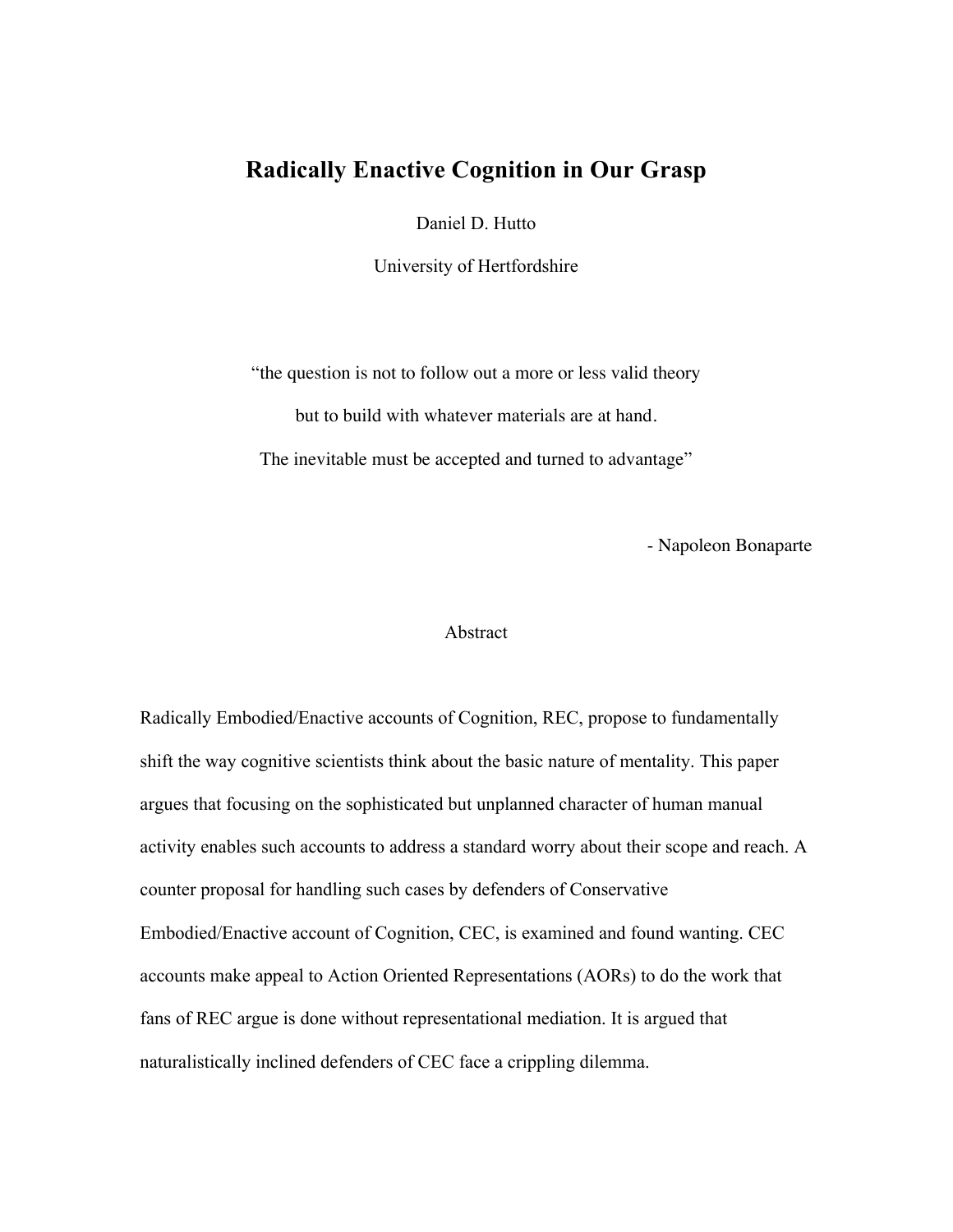# Radically Enactive Cognition in Our Grasp

Daniel D. Hutto

University of Hertfordshire

"the question is not to follow out a more or less valid theory
but to build with whatever materials are at hand.
The inevitable must be accepted and turned to advantage"

- Napoleon Bonaparte

## Abstract

Radically Embodied/Enactive accounts of Cognition, REC, propose to fundamentally shift the way cognitive scientists think about the basic nature of mentality. This paper argues that focusing on the sophisticated but unplanned character of human manual activity enables such accounts to address a standard worry about their scope and reach. A counter proposal for handling such cases by defenders of Conservative Embodied/Enactive account of Cognition, CEC, is examined and found wanting. CEC accounts make appeal to Action Oriented Representations (AORs) to do the work that fans of REC argue is done without representational mediation. It is argued that naturalistically inclined defenders of CEC face a crippling dilemma.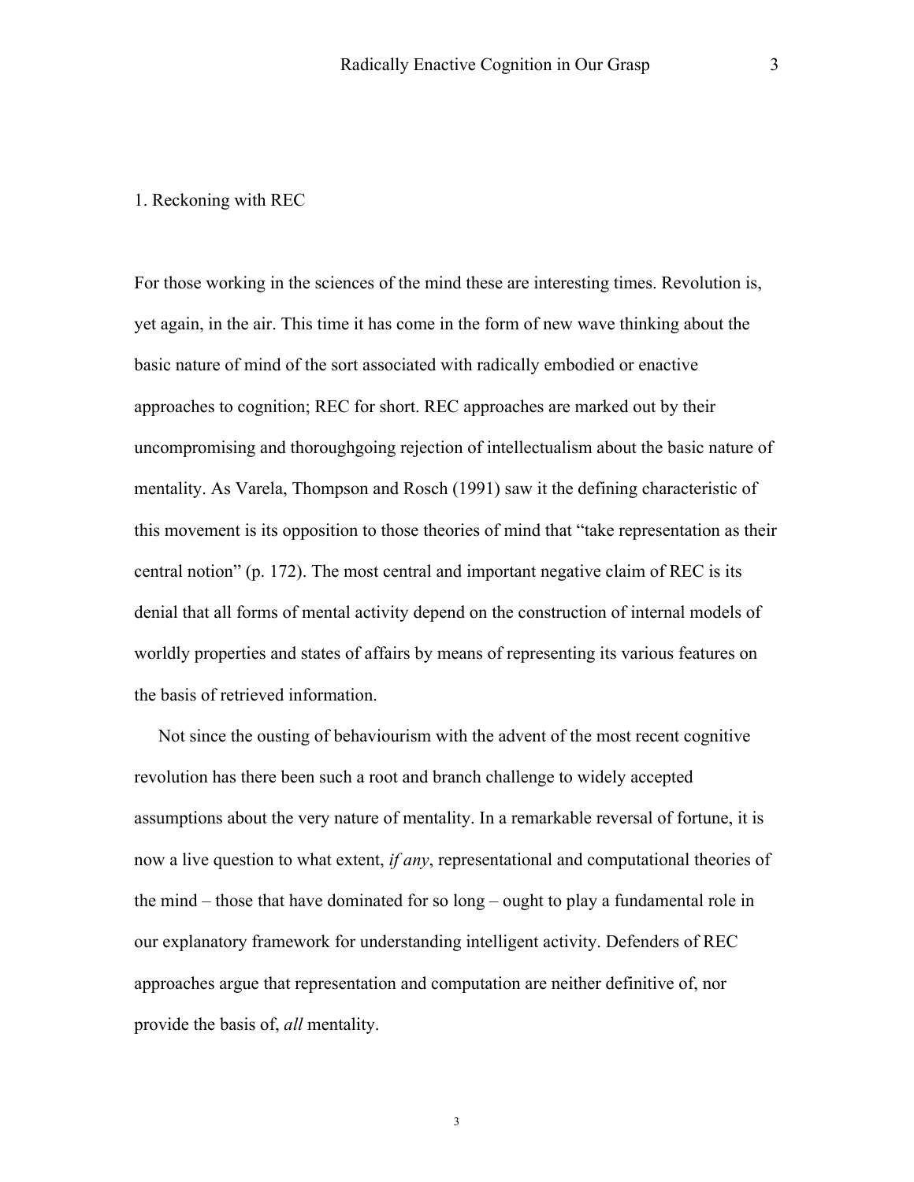## 1. Reckoning with REC

For those working in the sciences of the mind these are interesting times. Revolution is, yet again, in the air. This time it has come in the form of new wave thinking about the basic nature of mind of the sort associated with radically embodied or enactive approaches to cognition; REC for short. REC approaches are marked out by their uncompromising and thoroughgoing rejection of intellectualism about the basic nature of mentality. As Varela, Thompson and Rosch (1991) saw it the defining characteristic of this movement is its opposition to those theories of mind that "take representation as their central notion" (p. 172). The most central and important negative claim of REC is its denial that all forms of mental activity depend on the construction of internal models of worldly properties and states of affairs by means of representing its various features on the basis of retrieved information.

Not since the ousting of behaviourism with the advent of the most recent cognitive revolution has there been such a root and branch challenge to widely accepted assumptions about the very nature of mentality. In a remarkable reversal of fortune, it is now a live question to what extent, *if any*, representational and computational theories of the mind – those that have dominated for so long – ought to play a fundamental role in our explanatory framework for understanding intelligent activity. Defenders of REC approaches argue that representation and computation are neither definitive of, nor provide the basis of, *all* mentality.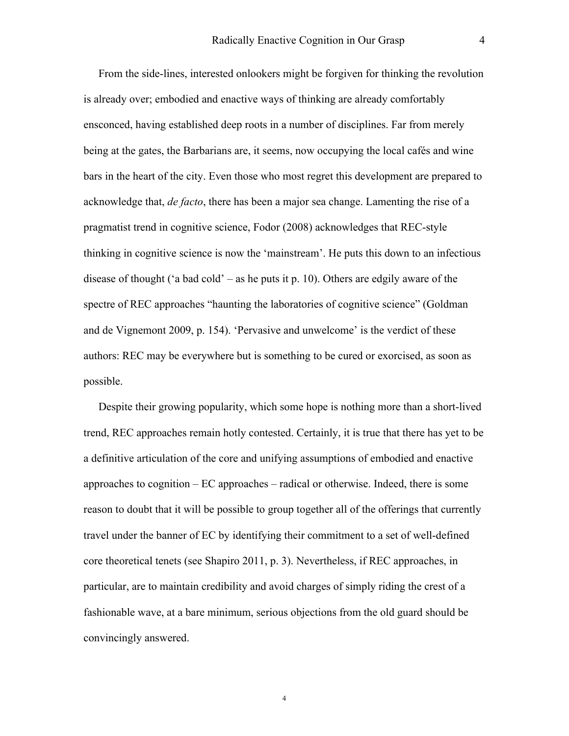From the side-lines, interested onlookers might be forgiven for thinking the revolution is already over; embodied and enactive ways of thinking are already comfortably ensconced, having established deep roots in a number of disciplines. Far from merely being at the gates, the Barbarians are, it seems, now occupying the local cafés and wine bars in the heart of the city. Even those who most regret this development are prepared to acknowledge that, *de facto*, there has been a major sea change. Lamenting the rise of a pragmatist trend in cognitive science, Fodor (2008) acknowledges that REC-style thinking in cognitive science is now the 'mainstream'. He puts this down to an infectious disease of thought ('a bad cold' – as he puts it p. 10). Others are edgily aware of the spectre of REC approaches "haunting the laboratories of cognitive science" (Goldman and de Vignemont 2009, p. 154). 'Pervasive and unwelcome' is the verdict of these authors: REC may be everywhere but is something to be cured or exorcised, as soon as possible.

Despite their growing popularity, which some hope is nothing more than a short-lived trend, REC approaches remain hotly contested. Certainly, it is true that there has yet to be a definitive articulation of the core and unifying assumptions of embodied and enactive approaches to cognition – EC approaches – radical or otherwise. Indeed, there is some reason to doubt that it will be possible to group together all of the offerings that currently travel under the banner of EC by identifying their commitment to a set of well-defined core theoretical tenets (see Shapiro 2011, p. 3). Nevertheless, if REC approaches, in particular, are to maintain credibility and avoid charges of simply riding the crest of a fashionable wave, at a bare minimum, serious objections from the old guard should be convincingly answered.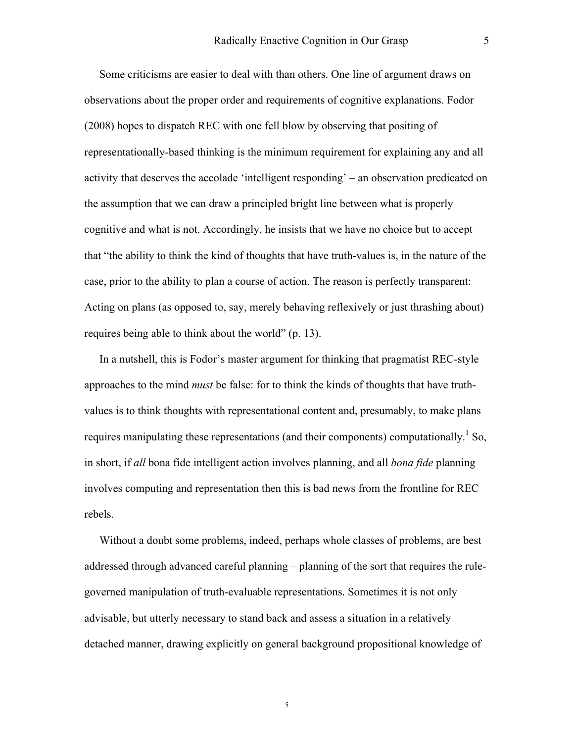Some criticisms are easier to deal with than others. One line of argument draws on observations about the proper order and requirements of cognitive explanations. Fodor (2008) hopes to dispatch REC with one fell blow by observing that positing of representationally-based thinking is the minimum requirement for explaining any and all activity that deserves the accolade 'intelligent responding' – an observation predicated on the assumption that we can draw a principled bright line between what is properly cognitive and what is not. Accordingly, he insists that we have no choice but to accept that "the ability to think the kind of thoughts that have truth-values is, in the nature of the case, prior to the ability to plan a course of action. The reason is perfectly transparent: Acting on plans (as opposed to, say, merely behaving reflexively or just thrashing about) requires being able to think about the world" (p. 13).

In a nutshell, this is Fodor's master argument for thinking that pragmatist REC-style approaches to the mind *must* be false: for to think the kinds of thoughts that have truth-values is to think thoughts with representational content and, presumably, to make plans requires manipulating these representations (and their components) computationally.[1] So, in short, if *all* bona fide intelligent action involves planning, and all *bona fide* planning involves computing and representation then this is bad news from the frontline for REC rebels.

Without a doubt some problems, indeed, perhaps whole classes of problems, are best addressed through advanced careful planning – planning of the sort that requires the rule-governed manipulation of truth-evaluable representations. Sometimes it is not only advisable, but utterly necessary to stand back and assess a situation in a relatively detached manner, drawing explicitly on general background propositional knowledge of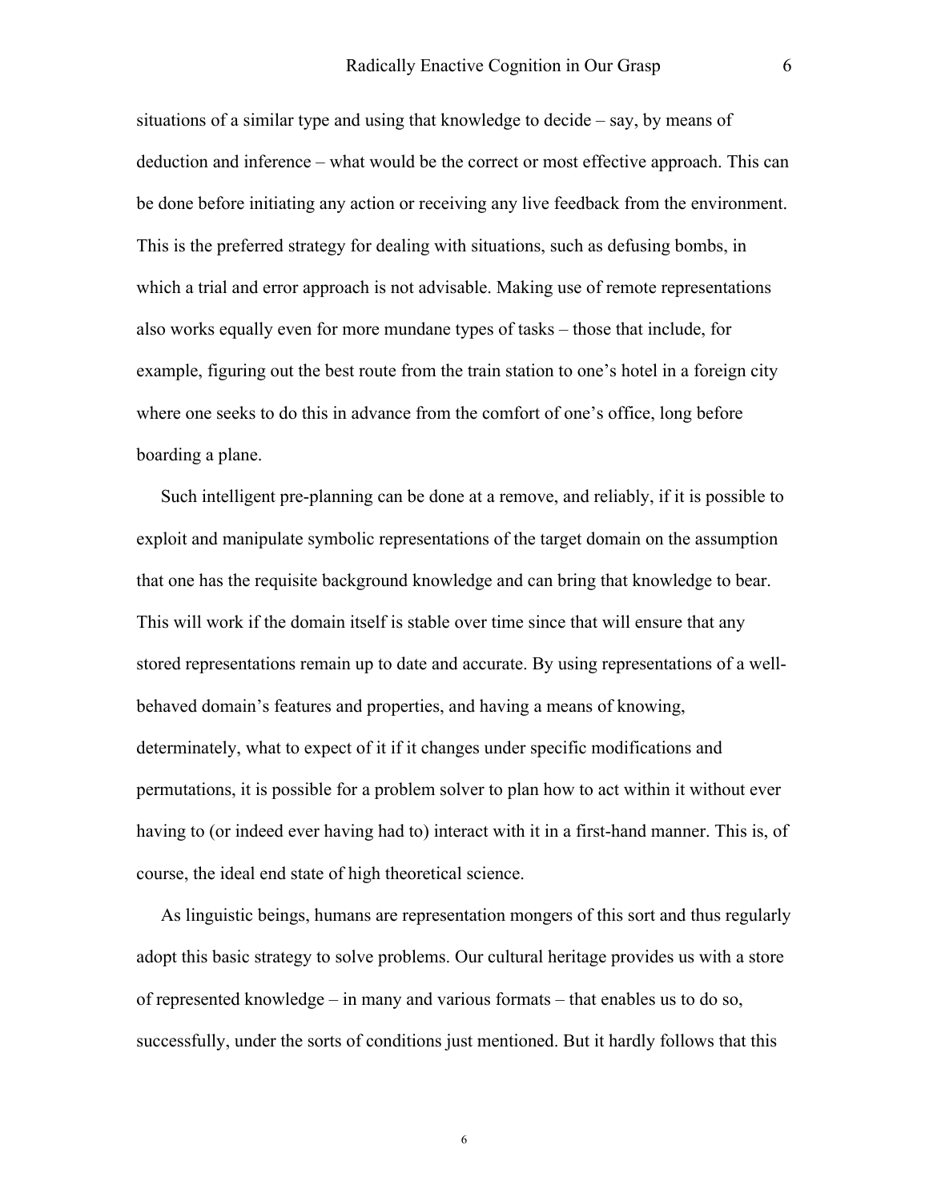situations of a similar type and using that knowledge to decide – say, by means of deduction and inference – what would be the correct or most effective approach. This can be done before initiating any action or receiving any live feedback from the environment. This is the preferred strategy for dealing with situations, such as defusing bombs, in which a trial and error approach is not advisable. Making use of remote representations also works equally even for more mundane types of tasks – those that include, for example, figuring out the best route from the train station to one's hotel in a foreign city where one seeks to do this in advance from the comfort of one's office, long before boarding a plane.

Such intelligent pre-planning can be done at a remove, and reliably, if it is possible to exploit and manipulate symbolic representations of the target domain on the assumption that one has the requisite background knowledge and can bring that knowledge to bear. This will work if the domain itself is stable over time since that will ensure that any stored representations remain up to date and accurate. By using representations of a well-behaved domain's features and properties, and having a means of knowing, determinately, what to expect of it if it changes under specific modifications and permutations, it is possible for a problem solver to plan how to act within it without ever having to (or indeed ever having had to) interact with it in a first-hand manner. This is, of course, the ideal end state of high theoretical science.

As linguistic beings, humans are representation mongers of this sort and thus regularly adopt this basic strategy to solve problems. Our cultural heritage provides us with a store of represented knowledge – in many and various formats – that enables us to do so, successfully, under the sorts of conditions just mentioned. But it hardly follows that this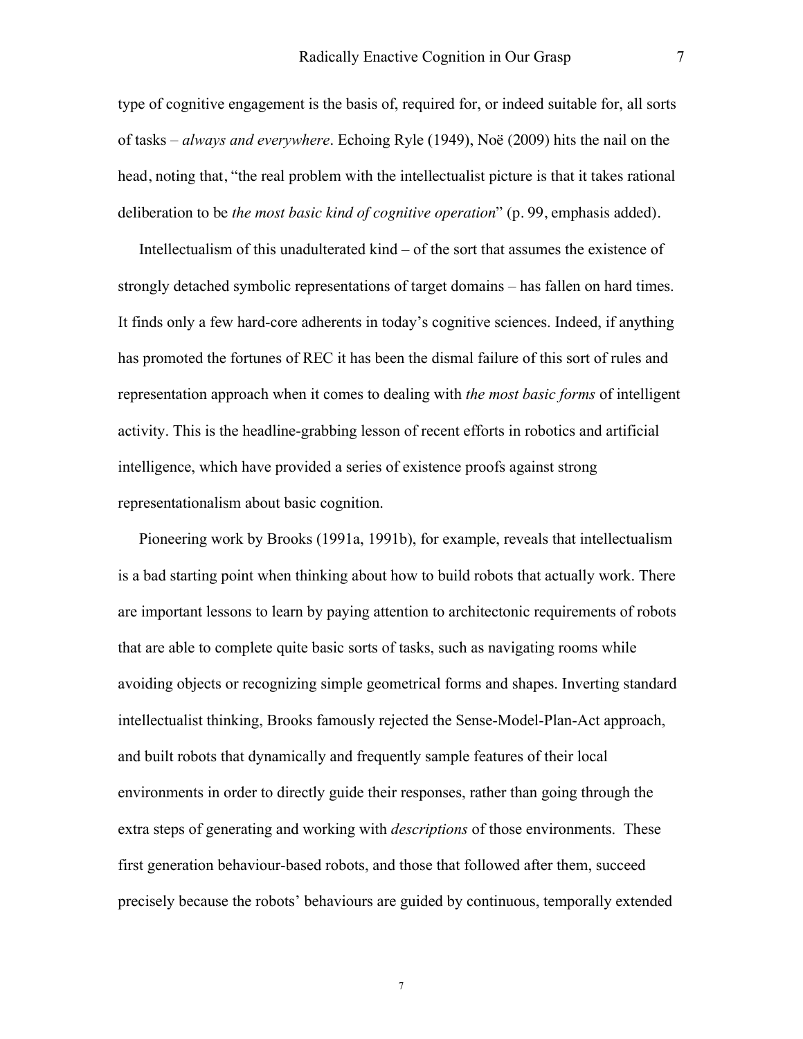type of cognitive engagement is the basis of, required for, or indeed suitable for, all sorts of tasks – *always and everywhere*. Echoing Ryle (1949), Noë (2009) hits the nail on the head, noting that, "the real problem with the intellectualist picture is that it takes rational deliberation to be *the most basic kind of cognitive operation*" (p. 99, emphasis added).

Intellectualism of this unadulterated kind – of the sort that assumes the existence of strongly detached symbolic representations of target domains – has fallen on hard times. It finds only a few hard-core adherents in today's cognitive sciences. Indeed, if anything has promoted the fortunes of REC it has been the dismal failure of this sort of rules and representation approach when it comes to dealing with *the most basic forms* of intelligent activity. This is the headline-grabbing lesson of recent efforts in robotics and artificial intelligence, which have provided a series of existence proofs against strong representationalism about basic cognition.

Pioneering work by Brooks (1991a, 1991b), for example, reveals that intellectualism is a bad starting point when thinking about how to build robots that actually work. There are important lessons to learn by paying attention to architectonic requirements of robots that are able to complete quite basic sorts of tasks, such as navigating rooms while avoiding objects or recognizing simple geometrical forms and shapes. Inverting standard intellectualist thinking, Brooks famously rejected the Sense-Model-Plan-Act approach, and built robots that dynamically and frequently sample features of their local environments in order to directly guide their responses, rather than going through the extra steps of generating and working with *descriptions* of those environments. These first generation behaviour-based robots, and those that followed after them, succeed precisely because the robots' behaviours are guided by continuous, temporally extended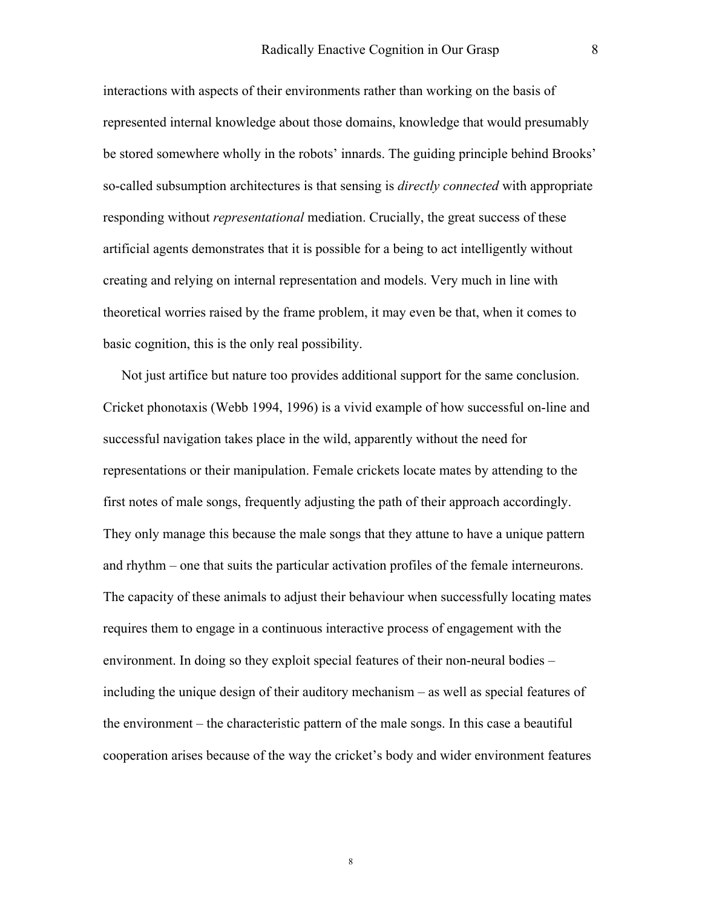interactions with aspects of their environments rather than working on the basis of represented internal knowledge about those domains, knowledge that would presumably be stored somewhere wholly in the robots' innards. The guiding principle behind Brooks' so-called subsumption architectures is that sensing is *directly connected* with appropriate responding without *representational* mediation. Crucially, the great success of these artificial agents demonstrates that it is possible for a being to act intelligently without creating and relying on internal representation and models. Very much in line with theoretical worries raised by the frame problem, it may even be that, when it comes to basic cognition, this is the only real possibility.

Not just artifice but nature too provides additional support for the same conclusion. Cricket phonotaxis (Webb 1994, 1996) is a vivid example of how successful on-line and successful navigation takes place in the wild, apparently without the need for representations or their manipulation. Female crickets locate mates by attending to the first notes of male songs, frequently adjusting the path of their approach accordingly. They only manage this because the male songs that they attune to have a unique pattern and rhythm – one that suits the particular activation profiles of the female interneurons. The capacity of these animals to adjust their behaviour when successfully locating mates requires them to engage in a continuous interactive process of engagement with the environment. In doing so they exploit special features of their non-neural bodies – including the unique design of their auditory mechanism – as well as special features of the environment – the characteristic pattern of the male songs. In this case a beautiful cooperation arises because of the way the cricket's body and wider environment features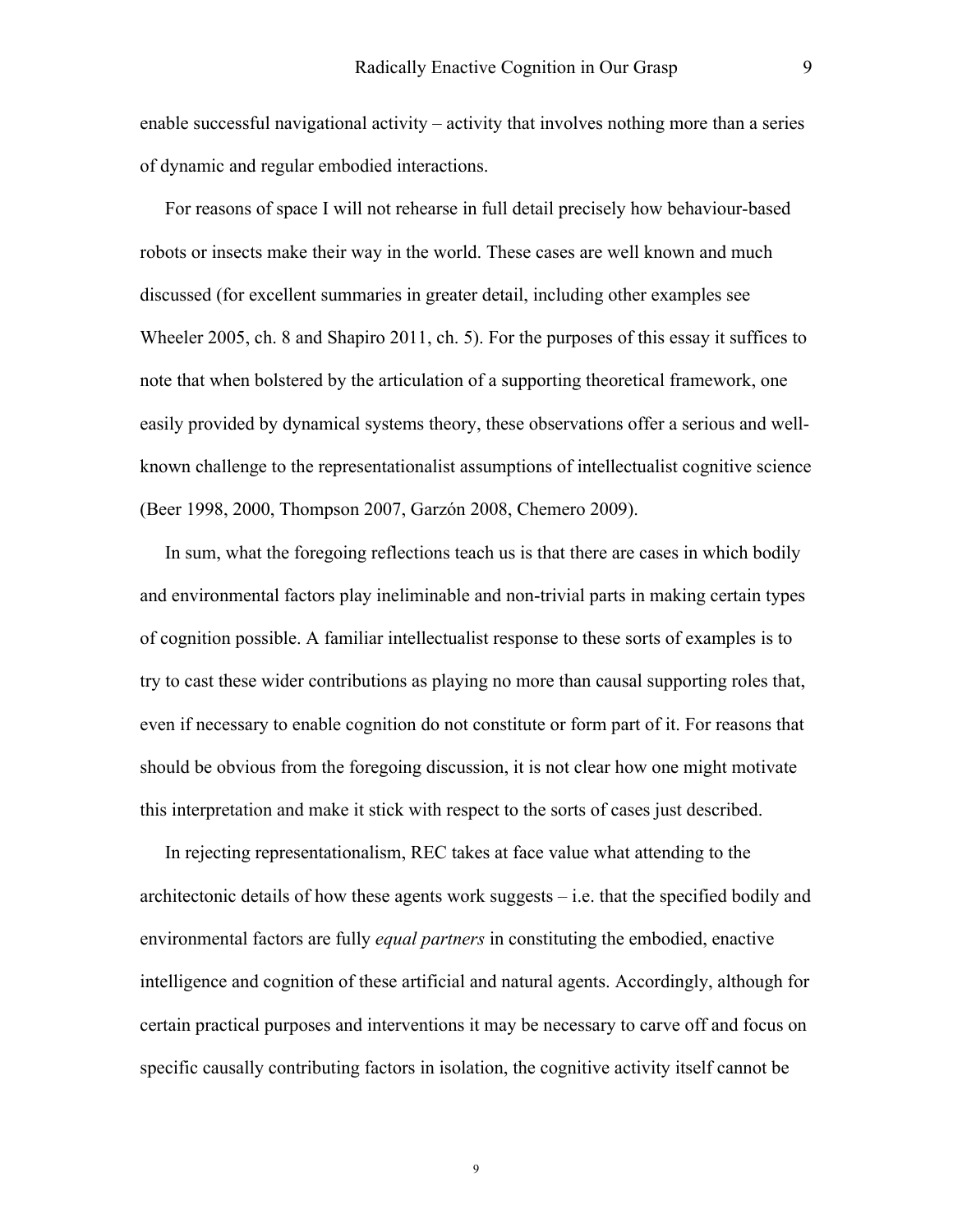enable successful navigational activity – activity that involves nothing more than a series of dynamic and regular embodied interactions.

For reasons of space I will not rehearse in full detail precisely how behaviour-based robots or insects make their way in the world. These cases are well known and much discussed (for excellent summaries in greater detail, including other examples see Wheeler 2005, ch. 8 and Shapiro 2011, ch. 5). For the purposes of this essay it suffices to note that when bolstered by the articulation of a supporting theoretical framework, one easily provided by dynamical systems theory, these observations offer a serious and well-known challenge to the representationalist assumptions of intellectualist cognitive science (Beer 1998, 2000, Thompson 2007, Garzón 2008, Chemero 2009).

In sum, what the foregoing reflections teach us is that there are cases in which bodily and environmental factors play ineliminable and non-trivial parts in making certain types of cognition possible. A familiar intellectualist response to these sorts of examples is to try to cast these wider contributions as playing no more than causal supporting roles that, even if necessary to enable cognition do not constitute or form part of it. For reasons that should be obvious from the foregoing discussion, it is not clear how one might motivate this interpretation and make it stick with respect to the sorts of cases just described.

In rejecting representationalism, REC takes at face value what attending to the architectonic details of how these agents work suggests – i.e. that the specified bodily and environmental factors are fully *equal partners* in constituting the embodied, enactive intelligence and cognition of these artificial and natural agents. Accordingly, although for certain practical purposes and interventions it may be necessary to carve off and focus on specific causally contributing factors in isolation, the cognitive activity itself cannot be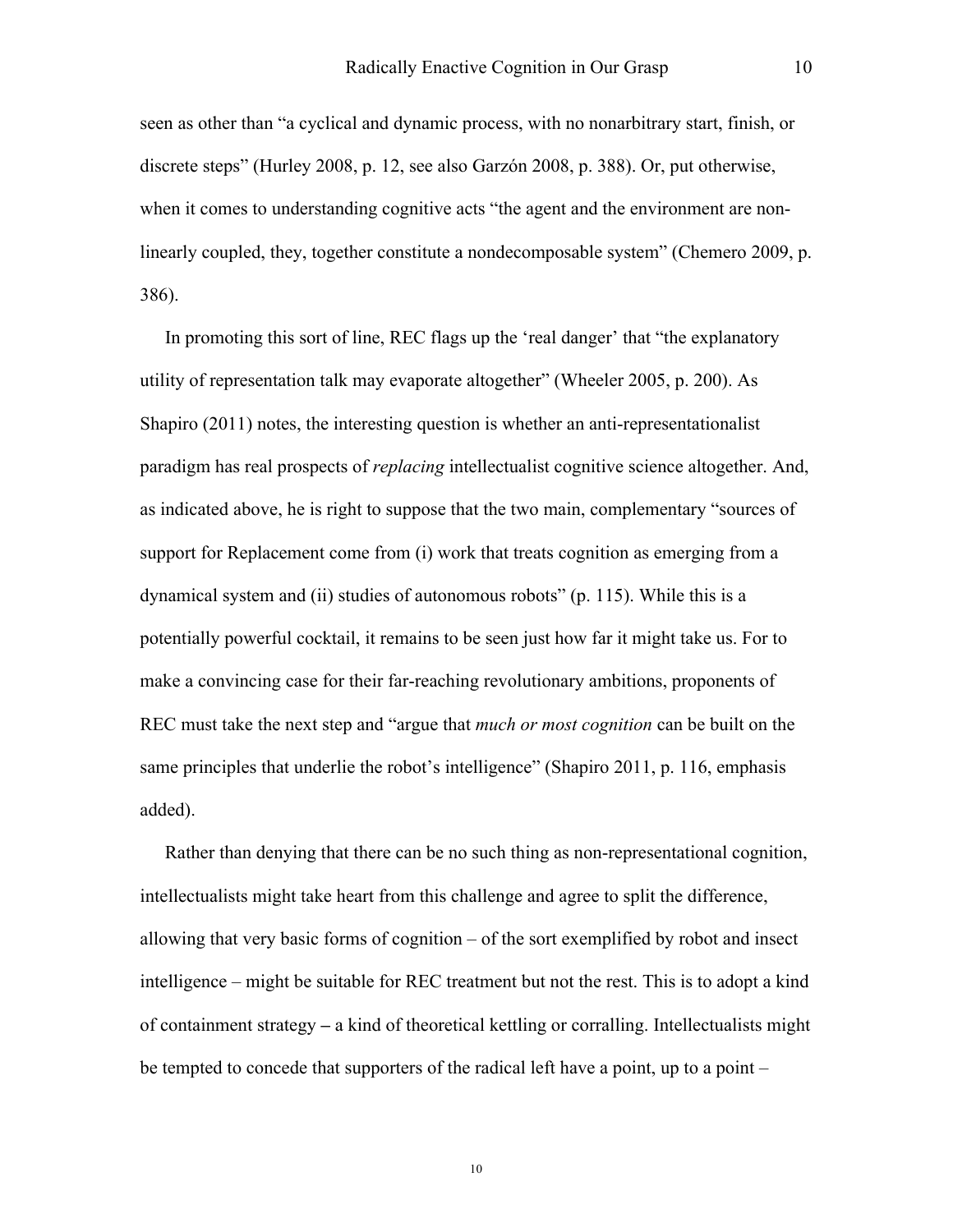seen as other than "a cyclical and dynamic process, with no nonarbitrary start, finish, or discrete steps" (Hurley 2008, p. 12, see also Garzón 2008, p. 388). Or, put otherwise, when it comes to understanding cognitive acts "the agent and the environment are non-linearly coupled, they, together constitute a nondecomposable system" (Chemero 2009, p. 386).

In promoting this sort of line, REC flags up the 'real danger' that "the explanatory utility of representation talk may evaporate altogether" (Wheeler 2005, p. 200). As Shapiro (2011) notes, the interesting question is whether an anti-representationalist paradigm has real prospects of *replacing* intellectualist cognitive science altogether. And, as indicated above, he is right to suppose that the two main, complementary "sources of support for Replacement come from (i) work that treats cognition as emerging from a dynamical system and (ii) studies of autonomous robots" (p. 115). While this is a potentially powerful cocktail, it remains to be seen just how far it might take us. For to make a convincing case for their far-reaching revolutionary ambitions, proponents of REC must take the next step and "argue that *much or most cognition* can be built on the same principles that underlie the robot's intelligence" (Shapiro 2011, p. 116, emphasis added).

Rather than denying that there can be no such thing as non-representational cognition, intellectualists might take heart from this challenge and agree to split the difference, allowing that very basic forms of cognition – of the sort exemplified by robot and insect intelligence – might be suitable for REC treatment but not the rest. This is to adopt a kind of containment strategy – a kind of theoretical kettling or corralling. Intellectualists might be tempted to concede that supporters of the radical left have a point, up to a point –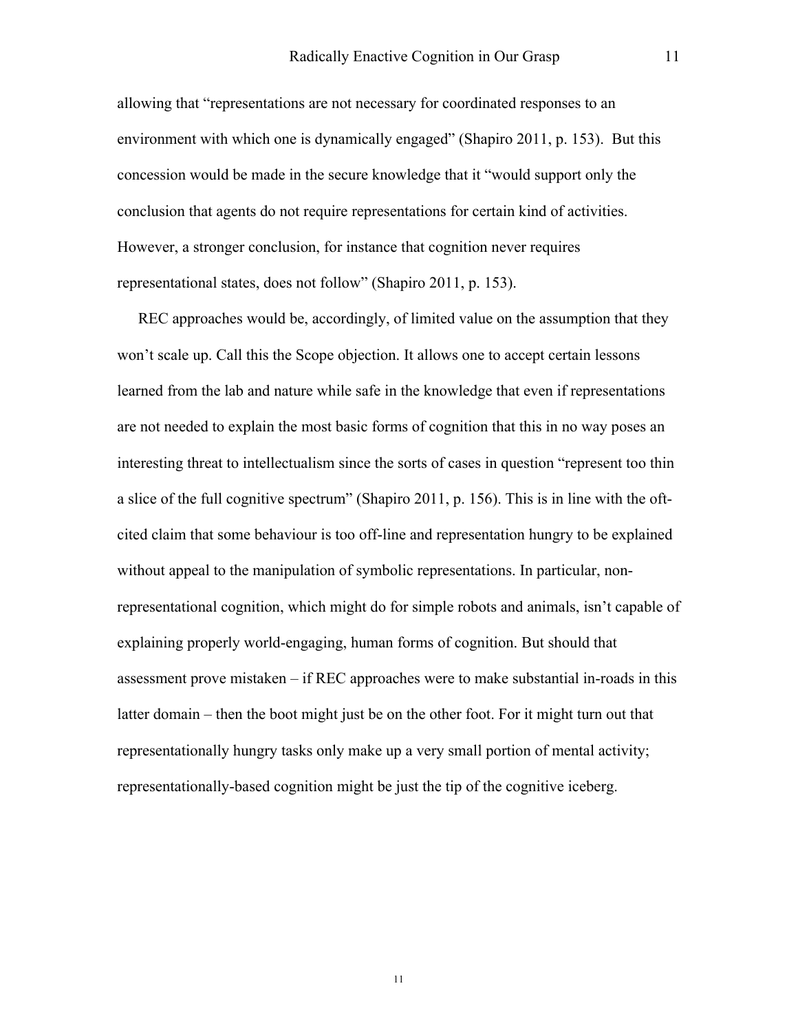allowing that "representations are not necessary for coordinated responses to an environment with which one is dynamically engaged" (Shapiro 2011, p. 153). But this concession would be made in the secure knowledge that it "would support only the conclusion that agents do not require representations for certain kind of activities. However, a stronger conclusion, for instance that cognition never requires representational states, does not follow" (Shapiro 2011, p. 153).

REC approaches would be, accordingly, of limited value on the assumption that they won't scale up. Call this the Scope objection. It allows one to accept certain lessons learned from the lab and nature while safe in the knowledge that even if representations are not needed to explain the most basic forms of cognition that this in no way poses an interesting threat to intellectualism since the sorts of cases in question "represent too thin a slice of the full cognitive spectrum" (Shapiro 2011, p. 156). This is in line with the oft-cited claim that some behaviour is too off-line and representation hungry to be explained without appeal to the manipulation of symbolic representations. In particular, non-representational cognition, which might do for simple robots and animals, isn't capable of explaining properly world-engaging, human forms of cognition. But should that assessment prove mistaken – if REC approaches were to make substantial in-roads in this latter domain – then the boot might just be on the other foot. For it might turn out that representationally hungry tasks only make up a very small portion of mental activity; representationally-based cognition might be just the tip of the cognitive iceberg.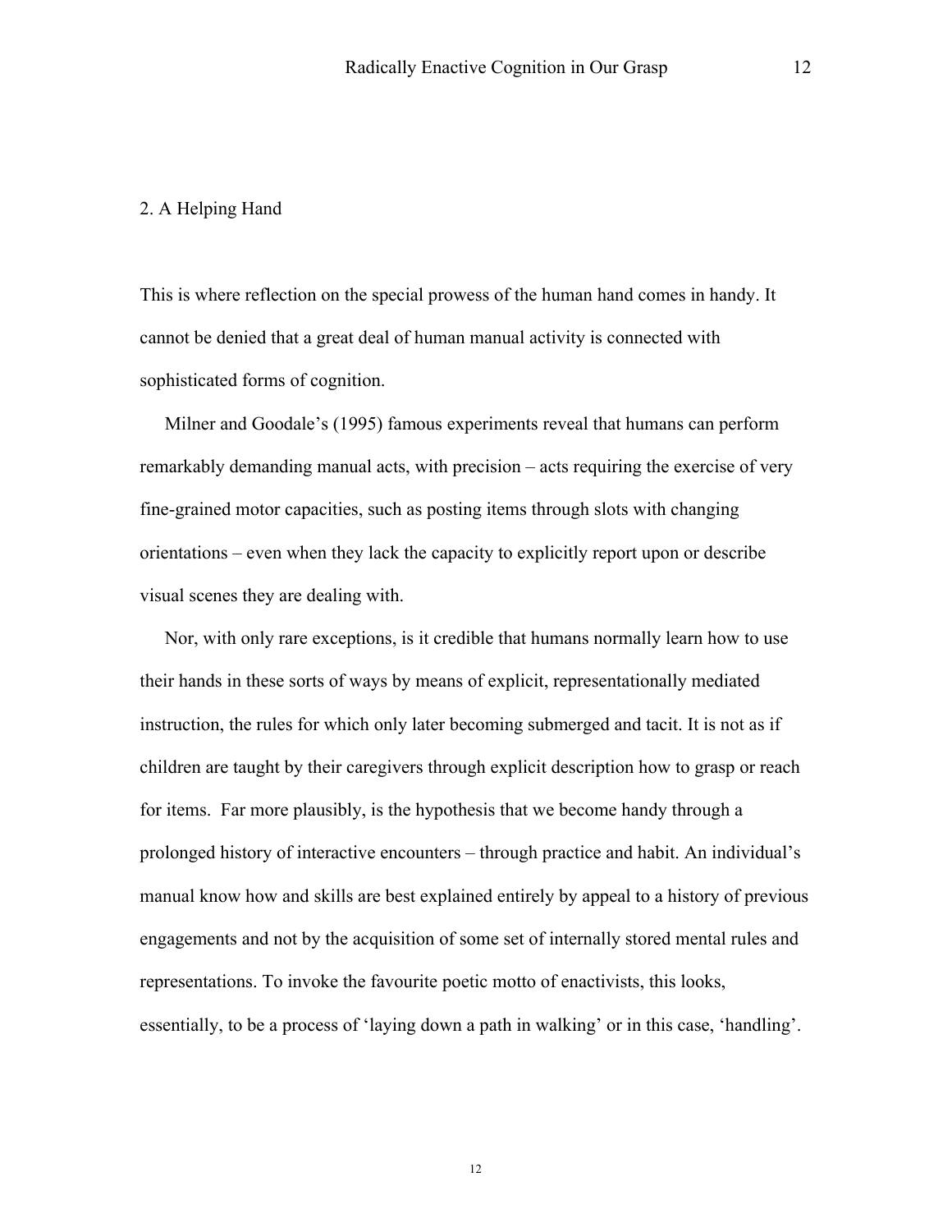## 2. A Helping Hand

This is where reflection on the special prowess of the human hand comes in handy. It cannot be denied that a great deal of human manual activity is connected with sophisticated forms of cognition.

Milner and Goodale's (1995) famous experiments reveal that humans can perform remarkably demanding manual acts, with precision – acts requiring the exercise of very fine-grained motor capacities, such as posting items through slots with changing orientations – even when they lack the capacity to explicitly report upon or describe visual scenes they are dealing with.

Nor, with only rare exceptions, is it credible that humans normally learn how to use their hands in these sorts of ways by means of explicit, representationally mediated instruction, the rules for which only later becoming submerged and tacit. It is not as if children are taught by their caregivers through explicit description how to grasp or reach for items. Far more plausibly, is the hypothesis that we become handy through a prolonged history of interactive encounters – through practice and habit. An individual's manual know how and skills are best explained entirely by appeal to a history of previous engagements and not by the acquisition of some set of internally stored mental rules and representations. To invoke the favourite poetic motto of enactivists, this looks, essentially, to be a process of 'laying down a path in walking' or in this case, 'handling'.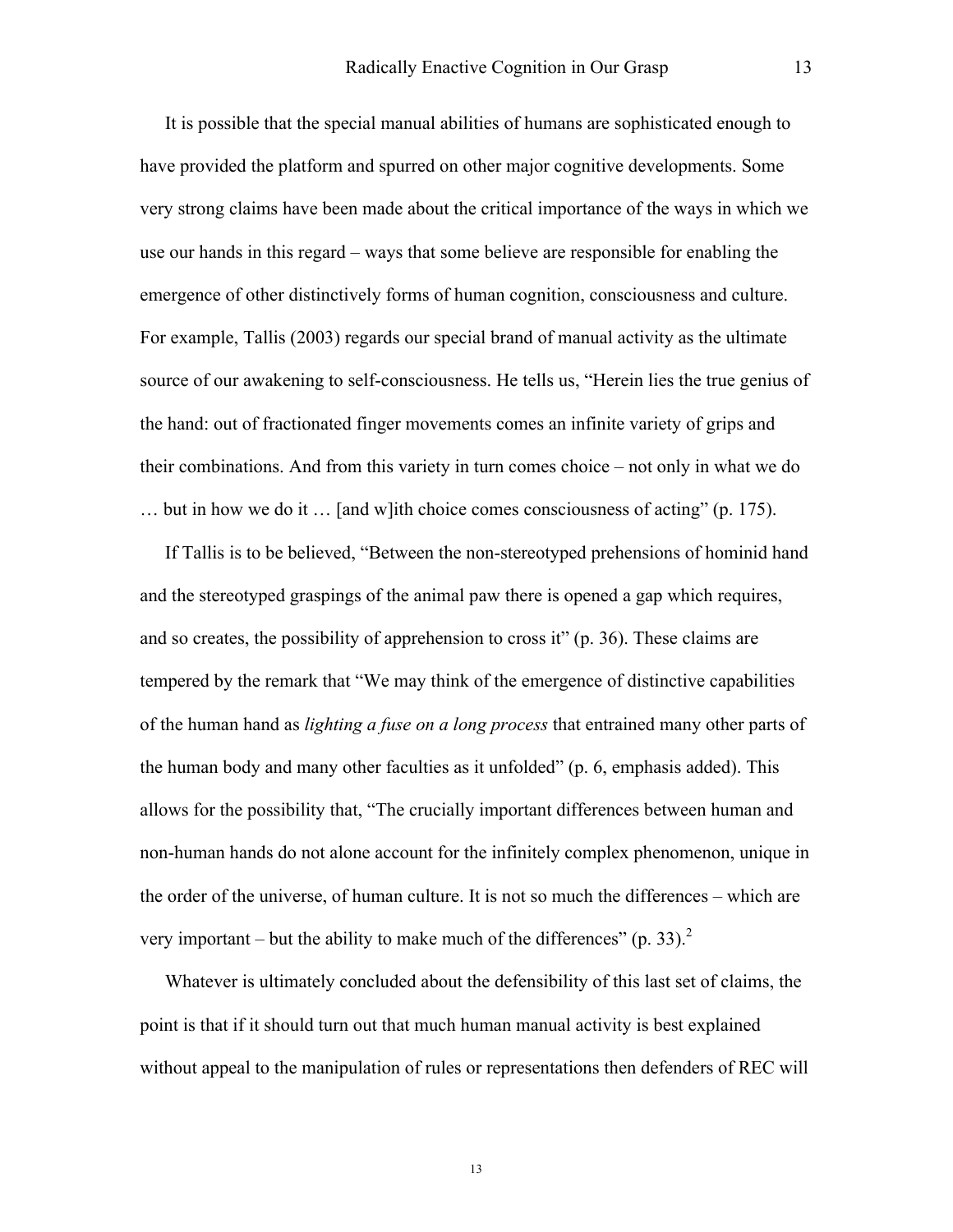It is possible that the special manual abilities of humans are sophisticated enough to have provided the platform and spurred on other major cognitive developments. Some very strong claims have been made about the critical importance of the ways in which we use our hands in this regard – ways that some believe are responsible for enabling the emergence of other distinctively forms of human cognition, consciousness and culture. For example, Tallis (2003) regards our special brand of manual activity as the ultimate source of our awakening to self-consciousness. He tells us, "Herein lies the true genius of the hand: out of fractionated finger movements comes an infinite variety of grips and their combinations. And from this variety in turn comes choice – not only in what we do … but in how we do it … [and w]ith choice comes consciousness of acting" (p. 175).

If Tallis is to be believed, "Between the non-stereotyped prehensions of hominid hand and the stereotyped graspings of the animal paw there is opened a gap which requires, and so creates, the possibility of apprehension to cross it" (p. 36). These claims are tempered by the remark that "We may think of the emergence of distinctive capabilities of the human hand as *lighting a fuse on a long process* that entrained many other parts of the human body and many other faculties as it unfolded" (p. 6, emphasis added). This allows for the possibility that, "The crucially important differences between human and non-human hands do not alone account for the infinitely complex phenomenon, unique in the order of the universe, of human culture. It is not so much the differences – which are very important – but the ability to make much of the differences" (p. 33).[2]

Whatever is ultimately concluded about the defensibility of this last set of claims, the point is that if it should turn out that much human manual activity is best explained without appeal to the manipulation of rules or representations then defenders of REC will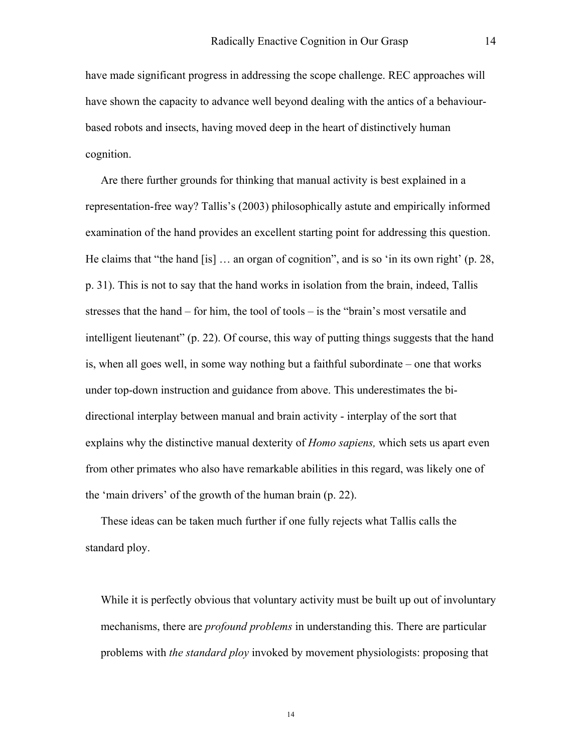have made significant progress in addressing the scope challenge. REC approaches will have shown the capacity to advance well beyond dealing with the antics of a behaviour-based robots and insects, having moved deep in the heart of distinctively human cognition.

Are there further grounds for thinking that manual activity is best explained in a representation-free way? Tallis's (2003) philosophically astute and empirically informed examination of the hand provides an excellent starting point for addressing this question. He claims that "the hand [is] … an organ of cognition", and is so 'in its own right' (p. 28, p. 31). This is not to say that the hand works in isolation from the brain, indeed, Tallis stresses that the hand – for him, the tool of tools – is the "brain's most versatile and intelligent lieutenant" (p. 22). Of course, this way of putting things suggests that the hand is, when all goes well, in some way nothing but a faithful subordinate – one that works under top-down instruction and guidance from above. This underestimates the bi-directional interplay between manual and brain activity - interplay of the sort that explains why the distinctive manual dexterity of *Homo sapiens,* which sets us apart even from other primates who also have remarkable abilities in this regard, was likely one of the 'main drivers' of the growth of the human brain (p. 22).

These ideas can be taken much further if one fully rejects what Tallis calls the standard ploy.

> While it is perfectly obvious that voluntary activity must be built up out of involuntary mechanisms, there are *profound problems* in understanding this. There are particular problems with *the standard ploy* invoked by movement physiologists: proposing that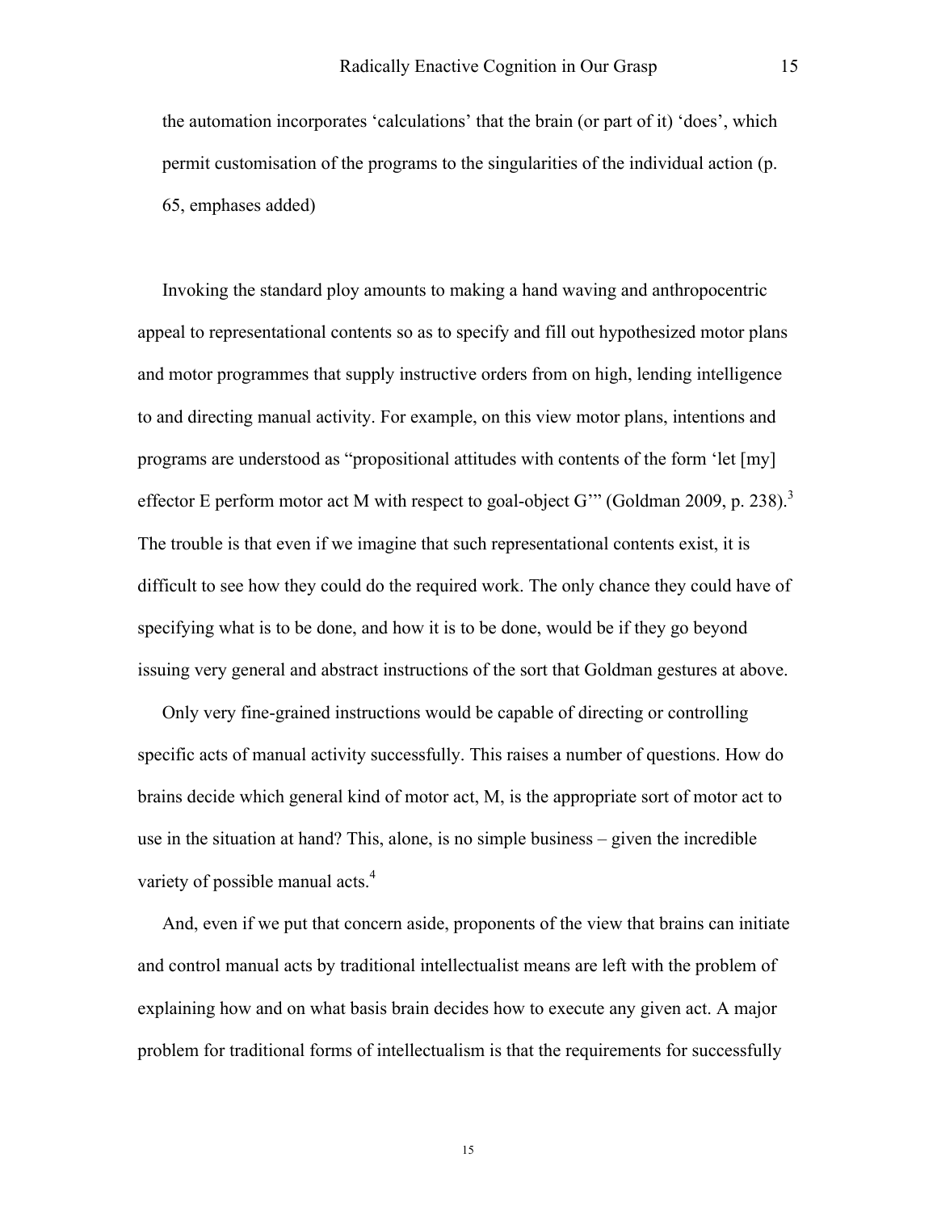the automation incorporates 'calculations' that the brain (or part of it) 'does', which permit customisation of the programs to the singularities of the individual action (p. 65, emphases added)

Invoking the standard ploy amounts to making a hand waving and anthropocentric appeal to representational contents so as to specify and fill out hypothesized motor plans and motor programmes that supply instructive orders from on high, lending intelligence to and directing manual activity. For example, on this view motor plans, intentions and programs are understood as "propositional attitudes with contents of the form 'let [my] effector E perform motor act M with respect to goal-object G'" (Goldman 2009, p. 238).[3] The trouble is that even if we imagine that such representational contents exist, it is difficult to see how they could do the required work. The only chance they could have of specifying what is to be done, and how it is to be done, would be if they go beyond issuing very general and abstract instructions of the sort that Goldman gestures at above.

Only very fine-grained instructions would be capable of directing or controlling specific acts of manual activity successfully. This raises a number of questions. How do brains decide which general kind of motor act, M, is the appropriate sort of motor act to use in the situation at hand? This, alone, is no simple business – given the incredible variety of possible manual acts.[4]

And, even if we put that concern aside, proponents of the view that brains can initiate and control manual acts by traditional intellectualist means are left with the problem of explaining how and on what basis brain decides how to execute any given act. A major problem for traditional forms of intellectualism is that the requirements for successfully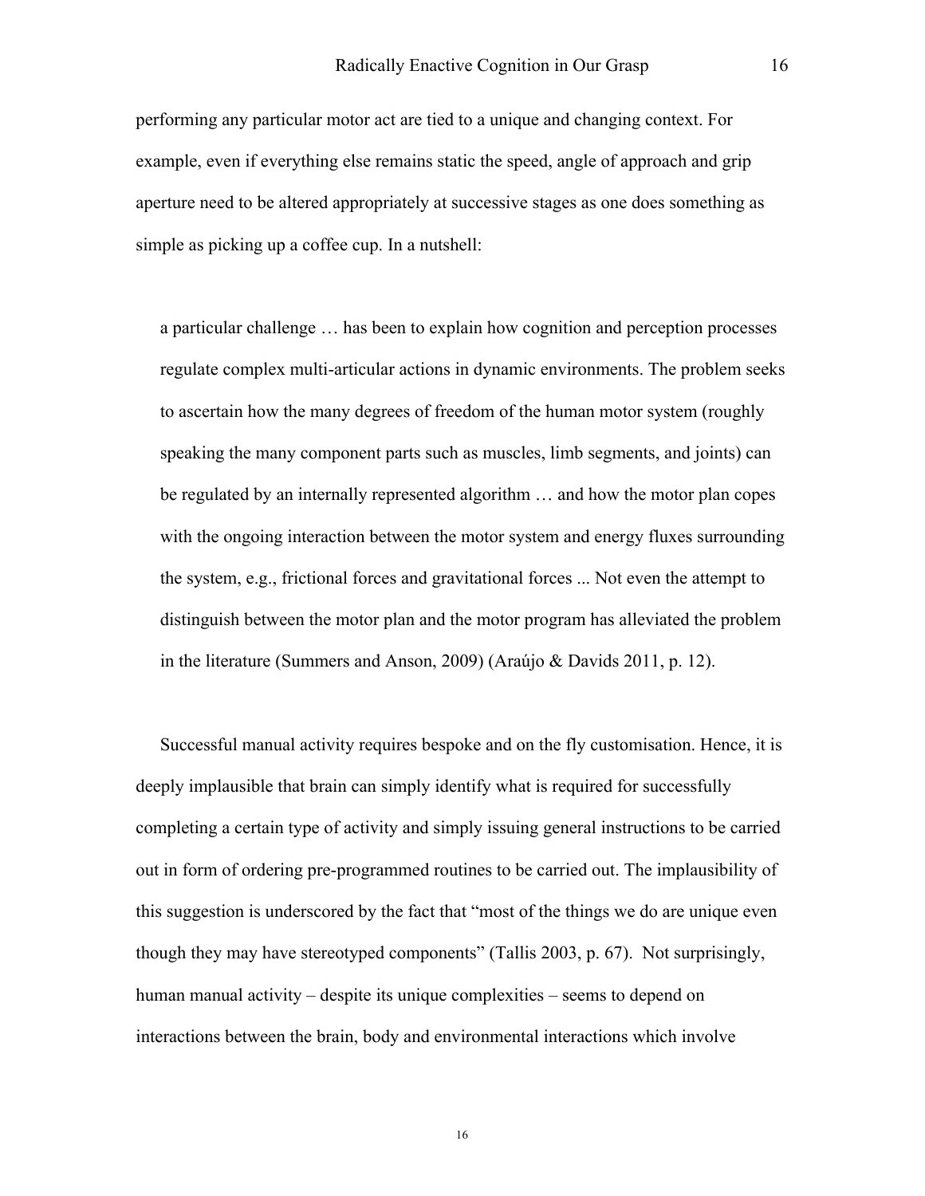performing any particular motor act are tied to a unique and changing context. For example, even if everything else remains static the speed, angle of approach and grip aperture need to be altered appropriately at successive stages as one does something as simple as picking up a coffee cup. In a nutshell:

> a particular challenge … has been to explain how cognition and perception processes regulate complex multi-articular actions in dynamic environments. The problem seeks to ascertain how the many degrees of freedom of the human motor system (roughly speaking the many component parts such as muscles, limb segments, and joints) can be regulated by an internally represented algorithm … and how the motor plan copes with the ongoing interaction between the motor system and energy fluxes surrounding the system, e.g., frictional forces and gravitational forces ... Not even the attempt to distinguish between the motor plan and the motor program has alleviated the problem in the literature (Summers and Anson, 2009) (Araújo & Davids 2011, p. 12).

Successful manual activity requires bespoke and on the fly customisation. Hence, it is deeply implausible that brain can simply identify what is required for successfully completing a certain type of activity and simply issuing general instructions to be carried out in form of ordering pre-programmed routines to be carried out. The implausibility of this suggestion is underscored by the fact that "most of the things we do are unique even though they may have stereotyped components" (Tallis 2003, p. 67). Not surprisingly, human manual activity – despite its unique complexities – seems to depend on interactions between the brain, body and environmental interactions which involve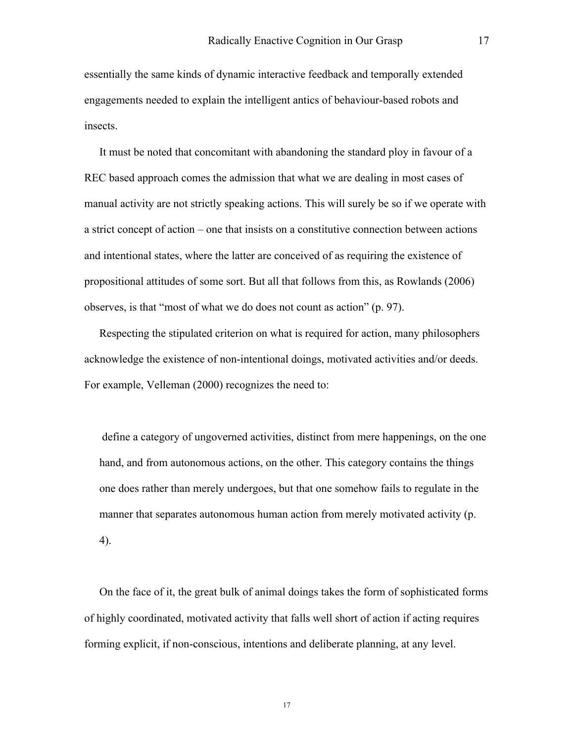essentially the same kinds of dynamic interactive feedback and temporally extended engagements needed to explain the intelligent antics of behaviour-based robots and insects.

It must be noted that concomitant with abandoning the standard ploy in favour of a REC based approach comes the admission that what we are dealing in most cases of manual activity are not strictly speaking actions. This will surely be so if we operate with a strict concept of action – one that insists on a constitutive connection between actions and intentional states, where the latter are conceived of as requiring the existence of propositional attitudes of some sort. But all that follows from this, as Rowlands (2006) observes, is that "most of what we do does not count as action" (p. 97).

Respecting the stipulated criterion on what is required for action, many philosophers acknowledge the existence of non-intentional doings, motivated activities and/or deeds. For example, Velleman (2000) recognizes the need to:

> define a category of ungoverned activities, distinct from mere happenings, on the one hand, and from autonomous actions, on the other. This category contains the things one does rather than merely undergoes, but that one somehow fails to regulate in the manner that separates autonomous human action from merely motivated activity (p. 4).

On the face of it, the great bulk of animal doings takes the form of sophisticated forms of highly coordinated, motivated activity that falls well short of action if acting requires forming explicit, if non-conscious, intentions and deliberate planning, at any level.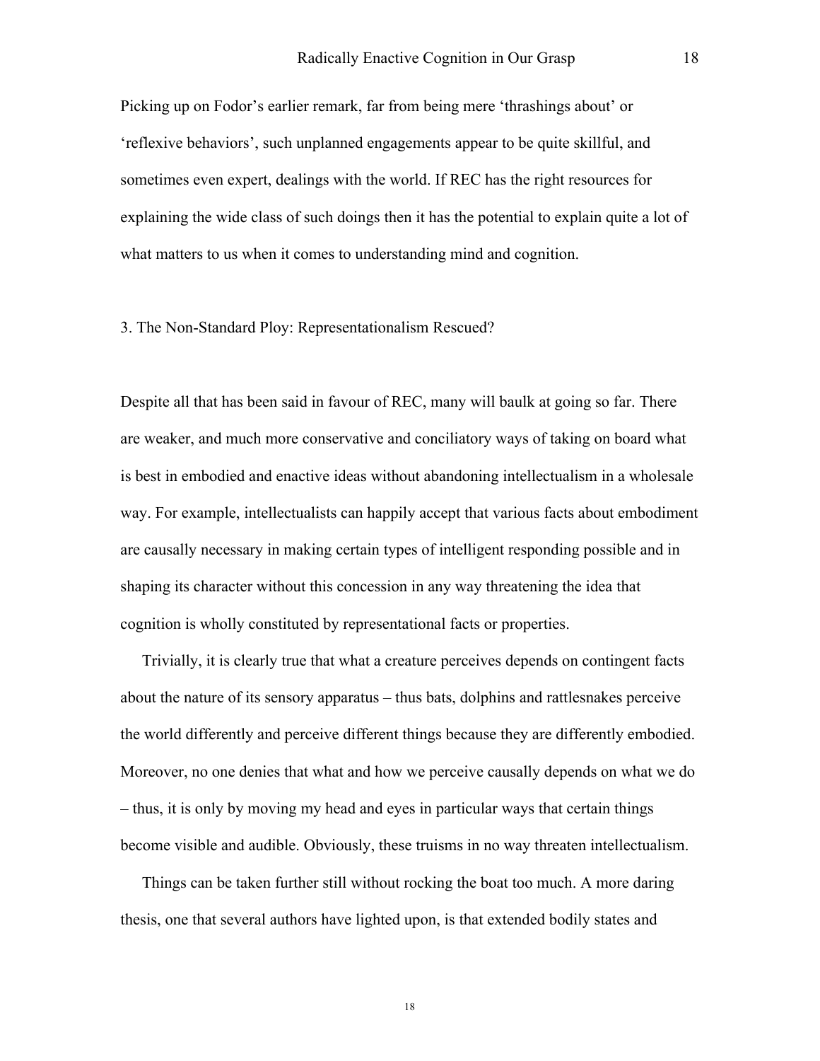Picking up on Fodor's earlier remark, far from being mere 'thrashings about' or 'reflexive behaviors', such unplanned engagements appear to be quite skillful, and sometimes even expert, dealings with the world. If REC has the right resources for explaining the wide class of such doings then it has the potential to explain quite a lot of what matters to us when it comes to understanding mind and cognition.

## 3. The Non-Standard Ploy: Representationalism Rescued?

Despite all that has been said in favour of REC, many will baulk at going so far. There are weaker, and much more conservative and conciliatory ways of taking on board what is best in embodied and enactive ideas without abandoning intellectualism in a wholesale way. For example, intellectualists can happily accept that various facts about embodiment are causally necessary in making certain types of intelligent responding possible and in shaping its character without this concession in any way threatening the idea that cognition is wholly constituted by representational facts or properties.

Trivially, it is clearly true that what a creature perceives depends on contingent facts about the nature of its sensory apparatus – thus bats, dolphins and rattlesnakes perceive the world differently and perceive different things because they are differently embodied. Moreover, no one denies that what and how we perceive causally depends on what we do – thus, it is only by moving my head and eyes in particular ways that certain things become visible and audible. Obviously, these truisms in no way threaten intellectualism.

Things can be taken further still without rocking the boat too much. A more daring thesis, one that several authors have lighted upon, is that extended bodily states and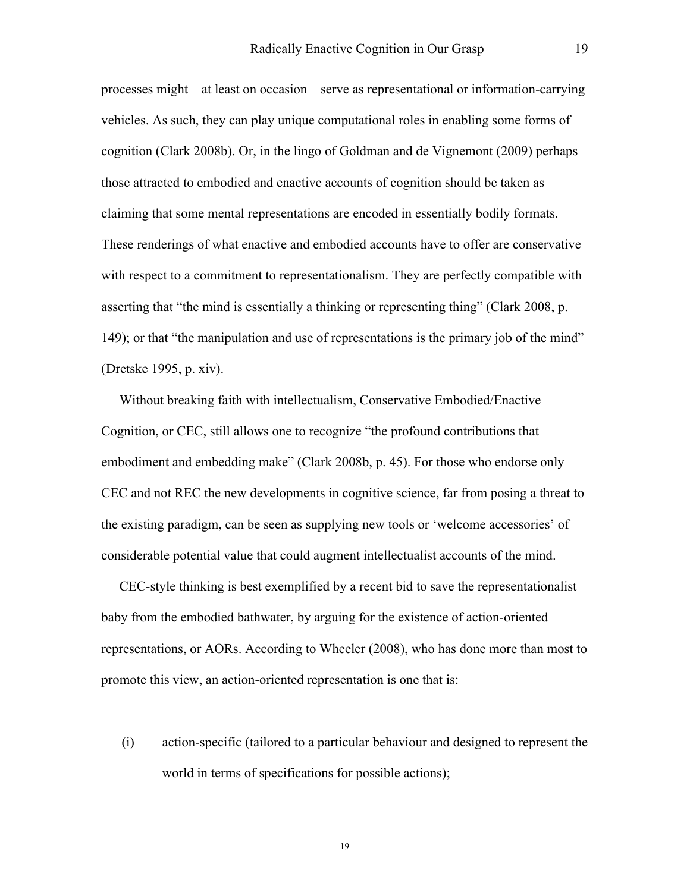processes might – at least on occasion – serve as representational or information-carrying vehicles. As such, they can play unique computational roles in enabling some forms of cognition (Clark 2008b). Or, in the lingo of Goldman and de Vignemont (2009) perhaps those attracted to embodied and enactive accounts of cognition should be taken as claiming that some mental representations are encoded in essentially bodily formats. These renderings of what enactive and embodied accounts have to offer are conservative with respect to a commitment to representationalism. They are perfectly compatible with asserting that "the mind is essentially a thinking or representing thing" (Clark 2008, p. 149); or that "the manipulation and use of representations is the primary job of the mind" (Dretske 1995, p. xiv).

Without breaking faith with intellectualism, Conservative Embodied/Enactive Cognition, or CEC, still allows one to recognize "the profound contributions that embodiment and embedding make" (Clark 2008b, p. 45). For those who endorse only CEC and not REC the new developments in cognitive science, far from posing a threat to the existing paradigm, can be seen as supplying new tools or 'welcome accessories' of considerable potential value that could augment intellectualist accounts of the mind.

CEC-style thinking is best exemplified by a recent bid to save the representationalist baby from the embodied bathwater, by arguing for the existence of action-oriented representations, or AORs. According to Wheeler (2008), who has done more than most to promote this view, an action-oriented representation is one that is:

(i) action-specific (tailored to a particular behaviour and designed to represent the world in terms of specifications for possible actions);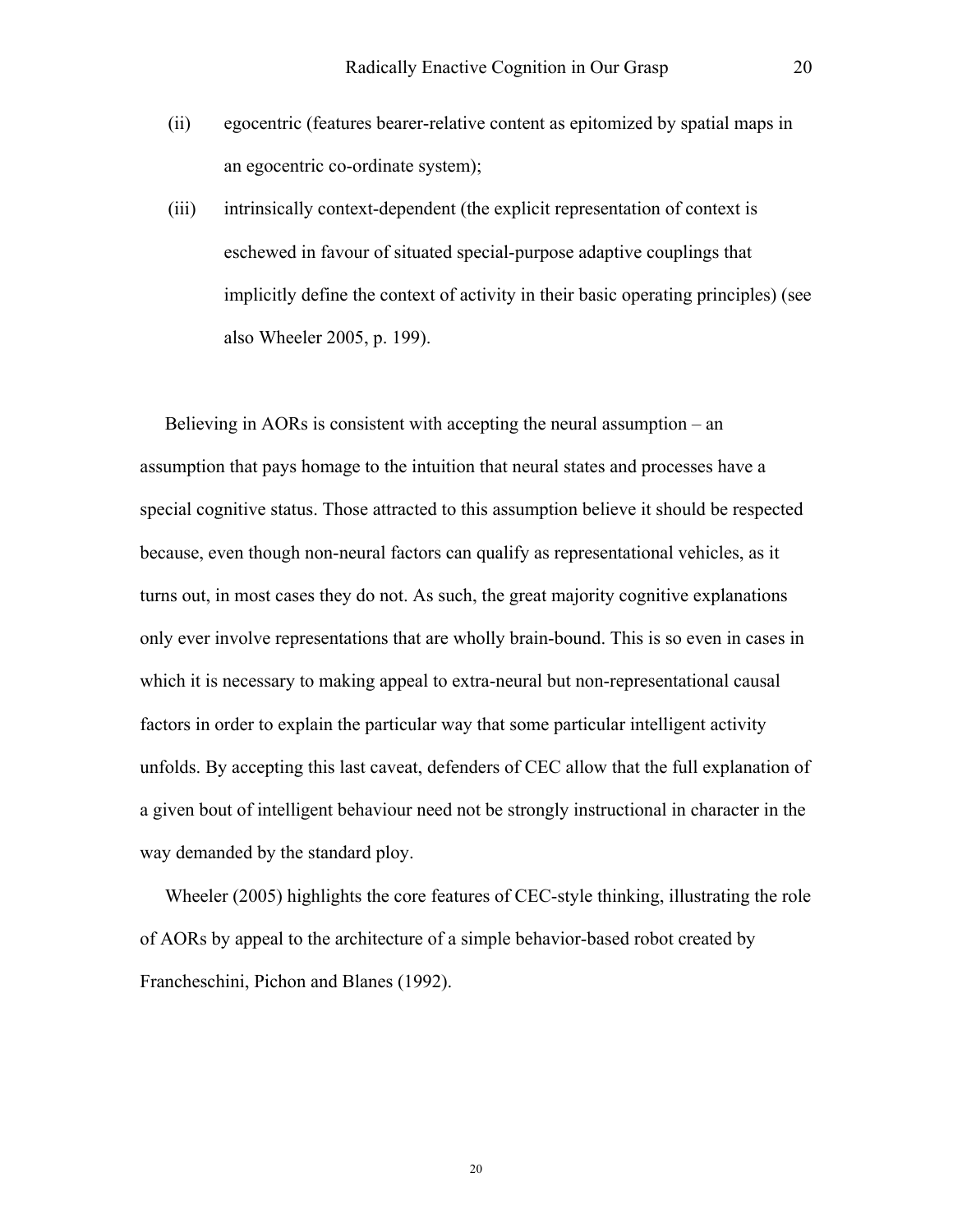(ii) egocentric (features bearer-relative content as epitomized by spatial maps in an egocentric co-ordinate system);

(iii) intrinsically context-dependent (the explicit representation of context is eschewed in favour of situated special-purpose adaptive couplings that implicitly define the context of activity in their basic operating principles) (see also Wheeler 2005, p. 199).

Believing in AORs is consistent with accepting the neural assumption – an assumption that pays homage to the intuition that neural states and processes have a special cognitive status. Those attracted to this assumption believe it should be respected because, even though non-neural factors can qualify as representational vehicles, as it turns out, in most cases they do not. As such, the great majority cognitive explanations only ever involve representations that are wholly brain-bound. This is so even in cases in which it is necessary to making appeal to extra-neural but non-representational causal factors in order to explain the particular way that some particular intelligent activity unfolds. By accepting this last caveat, defenders of CEC allow that the full explanation of a given bout of intelligent behaviour need not be strongly instructional in character in the way demanded by the standard ploy.

Wheeler (2005) highlights the core features of CEC-style thinking, illustrating the role of AORs by appeal to the architecture of a simple behavior-based robot created by Francheschini, Pichon and Blanes (1992).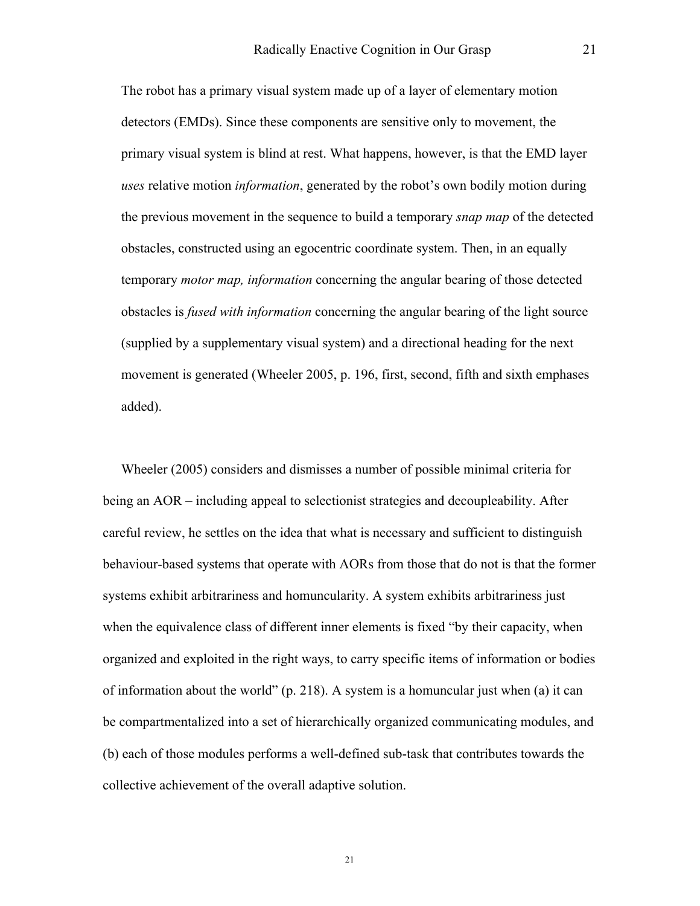> The robot has a primary visual system made up of a layer of elementary motion detectors (EMDs). Since these components are sensitive only to movement, the primary visual system is blind at rest. What happens, however, is that the EMD layer *uses* relative motion *information*, generated by the robot's own bodily motion during the previous movement in the sequence to build a temporary *snap map* of the detected obstacles, constructed using an egocentric coordinate system. Then, in an equally temporary *motor map, information* concerning the angular bearing of those detected obstacles is *fused with information* concerning the angular bearing of the light source (supplied by a supplementary visual system) and a directional heading for the next movement is generated (Wheeler 2005, p. 196, first, second, fifth and sixth emphases added).

Wheeler (2005) considers and dismisses a number of possible minimal criteria for being an AOR – including appeal to selectionist strategies and decoupleability. After careful review, he settles on the idea that what is necessary and sufficient to distinguish behaviour-based systems that operate with AORs from those that do not is that the former systems exhibit arbitrariness and homuncularity. A system exhibits arbitrariness just when the equivalence class of different inner elements is fixed "by their capacity, when organized and exploited in the right ways, to carry specific items of information or bodies of information about the world" (p. 218). A system is a homuncular just when (a) it can be compartmentalized into a set of hierarchically organized communicating modules, and (b) each of those modules performs a well-defined sub-task that contributes towards the collective achievement of the overall adaptive solution.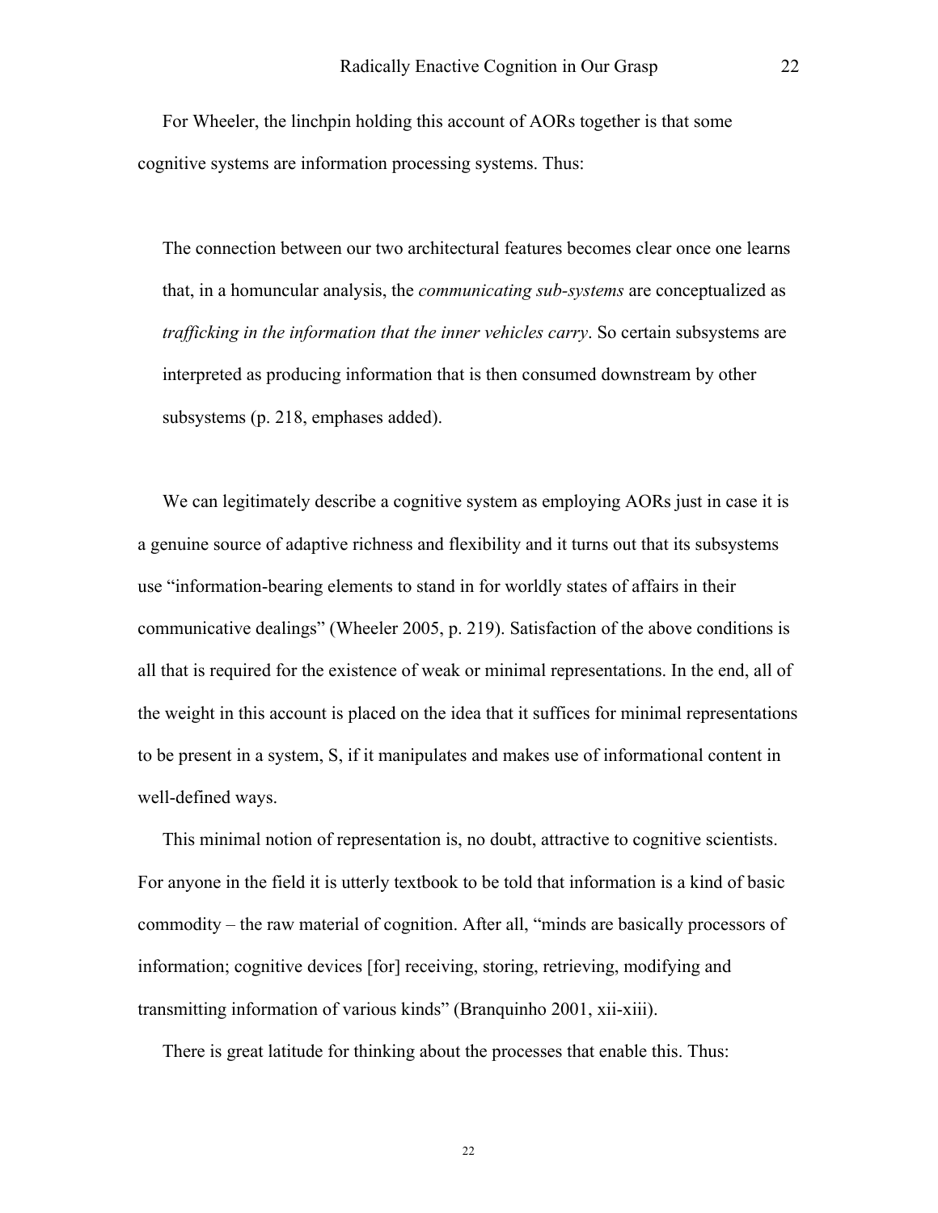For Wheeler, the linchpin holding this account of AORs together is that some cognitive systems are information processing systems. Thus:

> The connection between our two architectural features becomes clear once one learns that, in a homuncular analysis, the *communicating sub-systems* are conceptualized as *trafficking in the information that the inner vehicles carry*. So certain subsystems are interpreted as producing information that is then consumed downstream by other subsystems (p. 218, emphases added).

We can legitimately describe a cognitive system as employing AORs just in case it is a genuine source of adaptive richness and flexibility and it turns out that its subsystems use "information-bearing elements to stand in for worldly states of affairs in their communicative dealings" (Wheeler 2005, p. 219). Satisfaction of the above conditions is all that is required for the existence of weak or minimal representations. In the end, all of the weight in this account is placed on the idea that it suffices for minimal representations to be present in a system, S, if it manipulates and makes use of informational content in well-defined ways.

This minimal notion of representation is, no doubt, attractive to cognitive scientists. For anyone in the field it is utterly textbook to be told that information is a kind of basic commodity – the raw material of cognition. After all, "minds are basically processors of information; cognitive devices [for] receiving, storing, retrieving, modifying and transmitting information of various kinds" (Branquinho 2001, xii-xiii).

There is great latitude for thinking about the processes that enable this. Thus: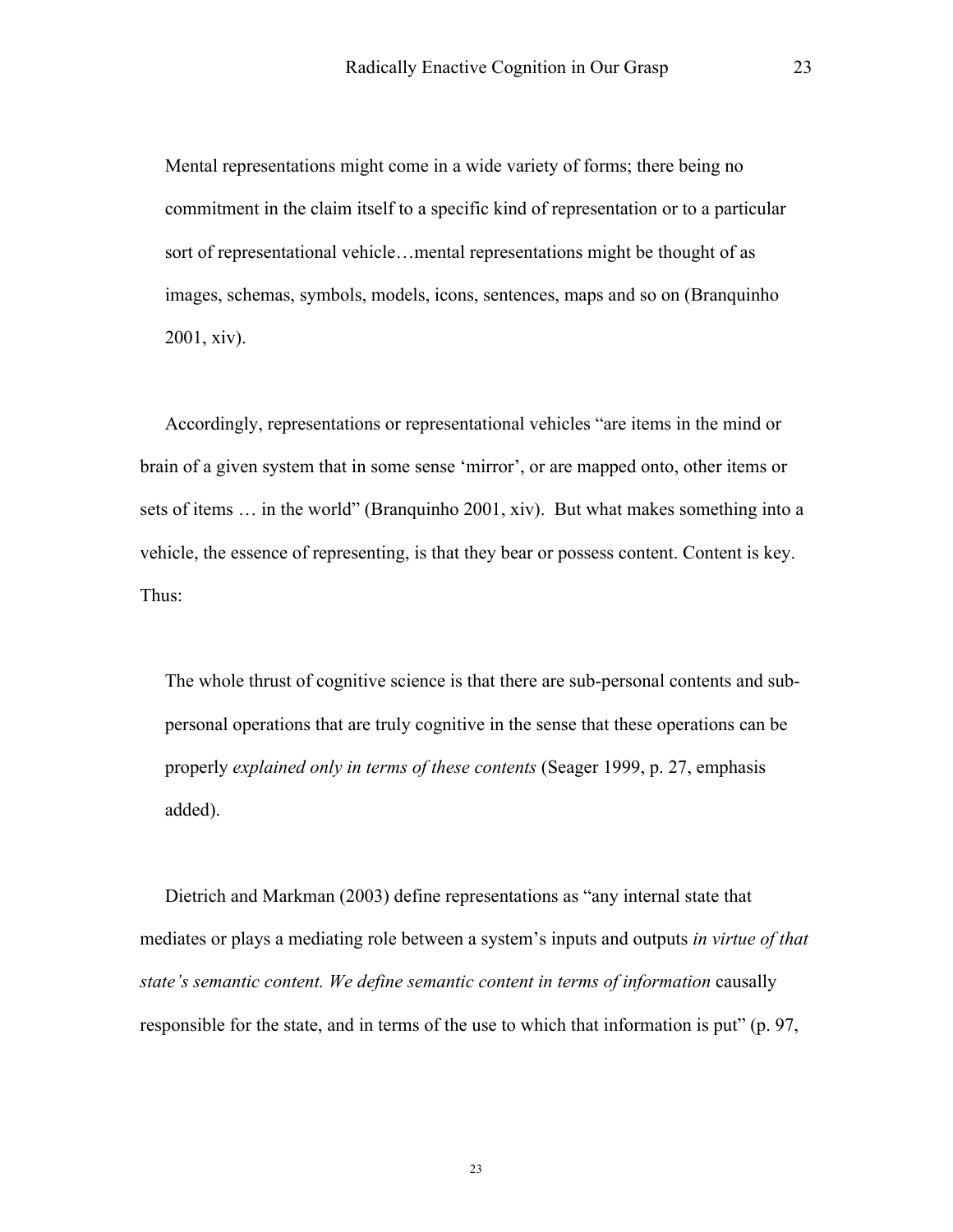> Mental representations might come in a wide variety of forms; there being no commitment in the claim itself to a specific kind of representation or to a particular sort of representational vehicle…mental representations might be thought of as images, schemas, symbols, models, icons, sentences, maps and so on (Branquinho 2001, xiv).

Accordingly, representations or representational vehicles "are items in the mind or brain of a given system that in some sense 'mirror', or are mapped onto, other items or sets of items … in the world" (Branquinho 2001, xiv). But what makes something into a vehicle, the essence of representing, is that they bear or possess content. Content is key. Thus:

> The whole thrust of cognitive science is that there are sub-personal contents and sub-personal operations that are truly cognitive in the sense that these operations can be properly *explained only in terms of these contents* (Seager 1999, p. 27, emphasis added).

Dietrich and Markman (2003) define representations as "any internal state that mediates or plays a mediating role between a system's inputs and outputs *in virtue of that state's semantic content. We define semantic content in terms of information* causally responsible for the state, and in terms of the use to which that information is put" (p. 97,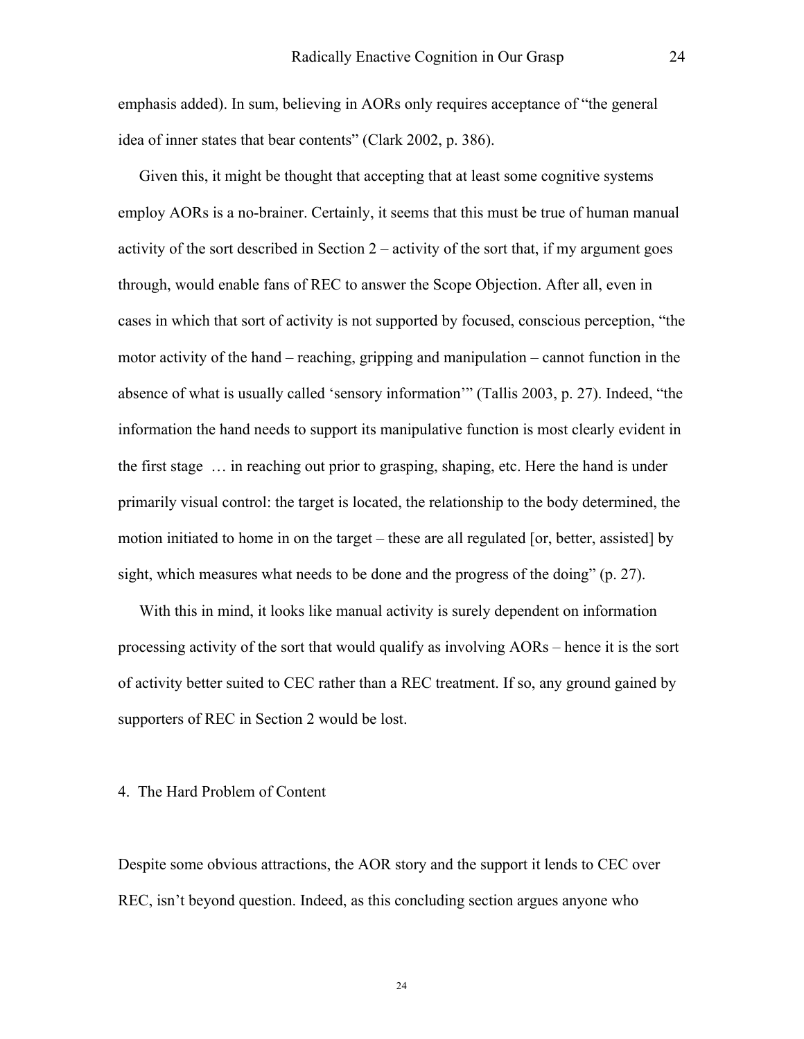emphasis added). In sum, believing in AORs only requires acceptance of "the general idea of inner states that bear contents" (Clark 2002, p. 386).

Given this, it might be thought that accepting that at least some cognitive systems employ AORs is a no-brainer. Certainly, it seems that this must be true of human manual activity of the sort described in Section 2 – activity of the sort that, if my argument goes through, would enable fans of REC to answer the Scope Objection. After all, even in cases in which that sort of activity is not supported by focused, conscious perception, "the motor activity of the hand – reaching, gripping and manipulation – cannot function in the absence of what is usually called 'sensory information'" (Tallis 2003, p. 27). Indeed, "the information the hand needs to support its manipulative function is most clearly evident in the first stage … in reaching out prior to grasping, shaping, etc. Here the hand is under primarily visual control: the target is located, the relationship to the body determined, the motion initiated to home in on the target – these are all regulated [or, better, assisted] by sight, which measures what needs to be done and the progress of the doing" (p. 27).

With this in mind, it looks like manual activity is surely dependent on information processing activity of the sort that would qualify as involving AORs – hence it is the sort of activity better suited to CEC rather than a REC treatment. If so, any ground gained by supporters of REC in Section 2 would be lost.

## 4. The Hard Problem of Content

Despite some obvious attractions, the AOR story and the support it lends to CEC over REC, isn't beyond question. Indeed, as this concluding section argues anyone who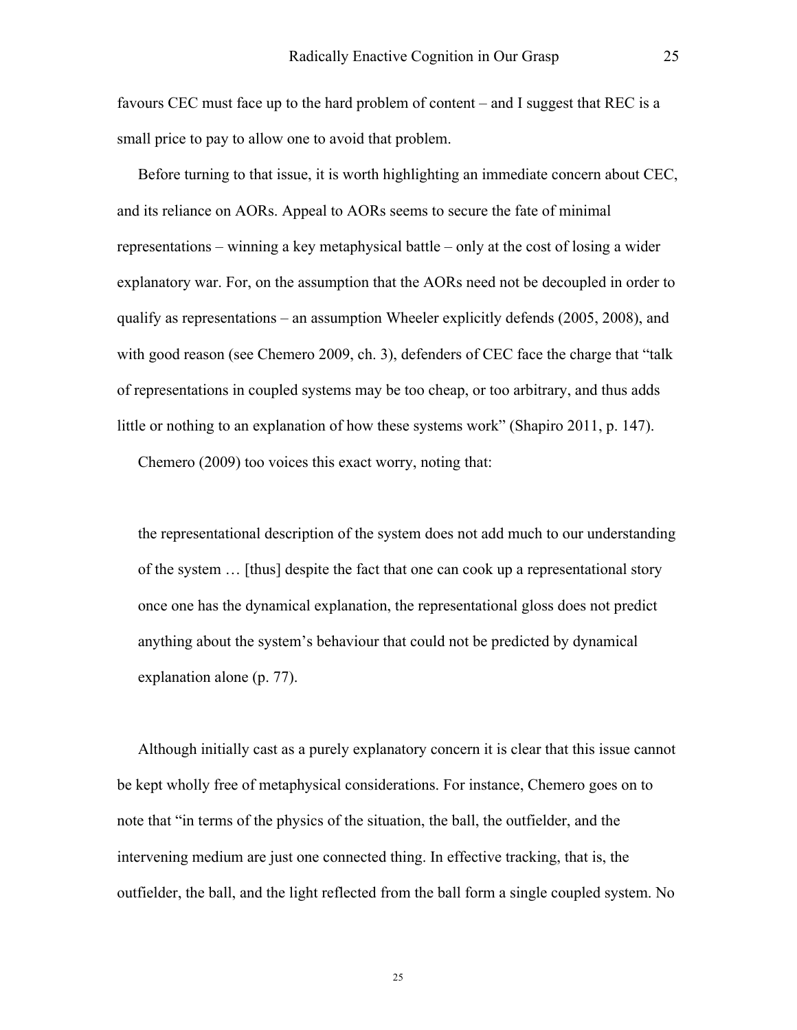favours CEC must face up to the hard problem of content – and I suggest that REC is a small price to pay to allow one to avoid that problem.

Before turning to that issue, it is worth highlighting an immediate concern about CEC, and its reliance on AORs. Appeal to AORs seems to secure the fate of minimal representations – winning a key metaphysical battle – only at the cost of losing a wider explanatory war. For, on the assumption that the AORs need not be decoupled in order to qualify as representations – an assumption Wheeler explicitly defends (2005, 2008), and with good reason (see Chemero 2009, ch. 3), defenders of CEC face the charge that "talk of representations in coupled systems may be too cheap, or too arbitrary, and thus adds little or nothing to an explanation of how these systems work" (Shapiro 2011, p. 147).

Chemero (2009) too voices this exact worry, noting that:

> the representational description of the system does not add much to our understanding of the system … [thus] despite the fact that one can cook up a representational story once one has the dynamical explanation, the representational gloss does not predict anything about the system's behaviour that could not be predicted by dynamical explanation alone (p. 77).

Although initially cast as a purely explanatory concern it is clear that this issue cannot be kept wholly free of metaphysical considerations. For instance, Chemero goes on to note that "in terms of the physics of the situation, the ball, the outfielder, and the intervening medium are just one connected thing. In effective tracking, that is, the outfielder, the ball, and the light reflected from the ball form a single coupled system. No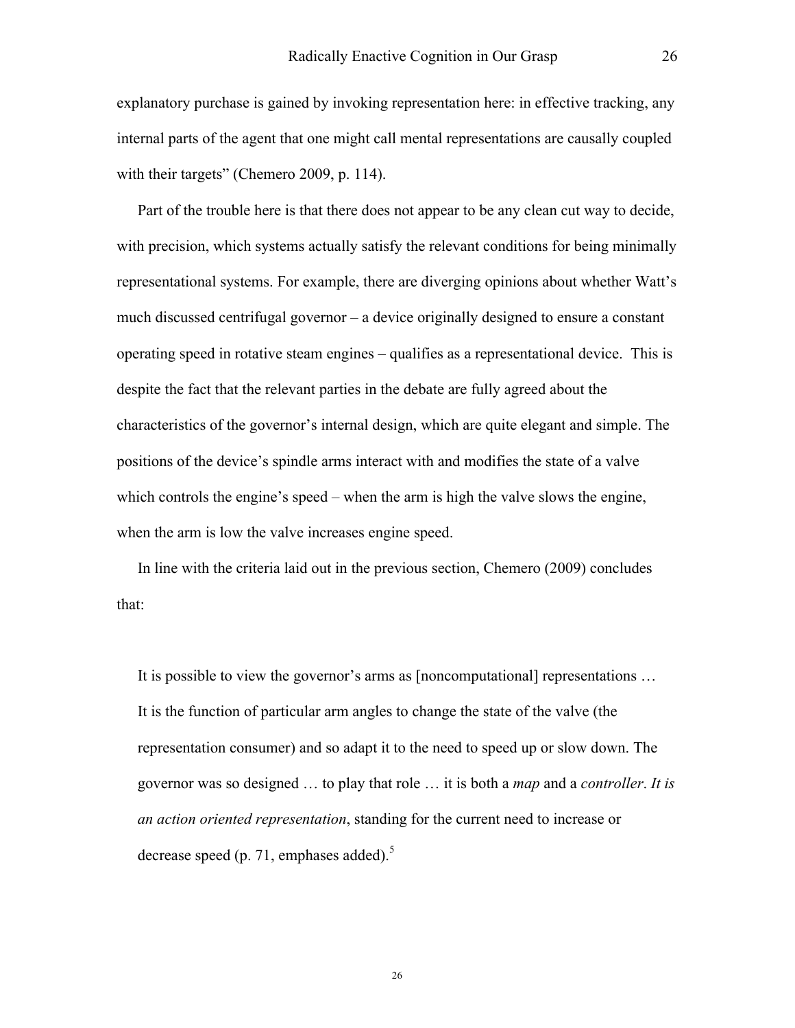explanatory purchase is gained by invoking representation here: in effective tracking, any internal parts of the agent that one might call mental representations are causally coupled with their targets" (Chemero 2009, p. 114).

Part of the trouble here is that there does not appear to be any clean cut way to decide, with precision, which systems actually satisfy the relevant conditions for being minimally representational systems. For example, there are diverging opinions about whether Watt's much discussed centrifugal governor – a device originally designed to ensure a constant operating speed in rotative steam engines – qualifies as a representational device. This is despite the fact that the relevant parties in the debate are fully agreed about the characteristics of the governor's internal design, which are quite elegant and simple. The positions of the device's spindle arms interact with and modifies the state of a valve which controls the engine's speed – when the arm is high the valve slows the engine, when the arm is low the valve increases engine speed.

In line with the criteria laid out in the previous section, Chemero (2009) concludes that:

> It is possible to view the governor's arms as [noncomputational] representations … It is the function of particular arm angles to change the state of the valve (the representation consumer) and so adapt it to the need to speed up or slow down. The governor was so designed … to play that role … it is both a *map* and a *controller*. *It is an action oriented representation*, standing for the current need to increase or decrease speed (p. 71, emphases added).[5]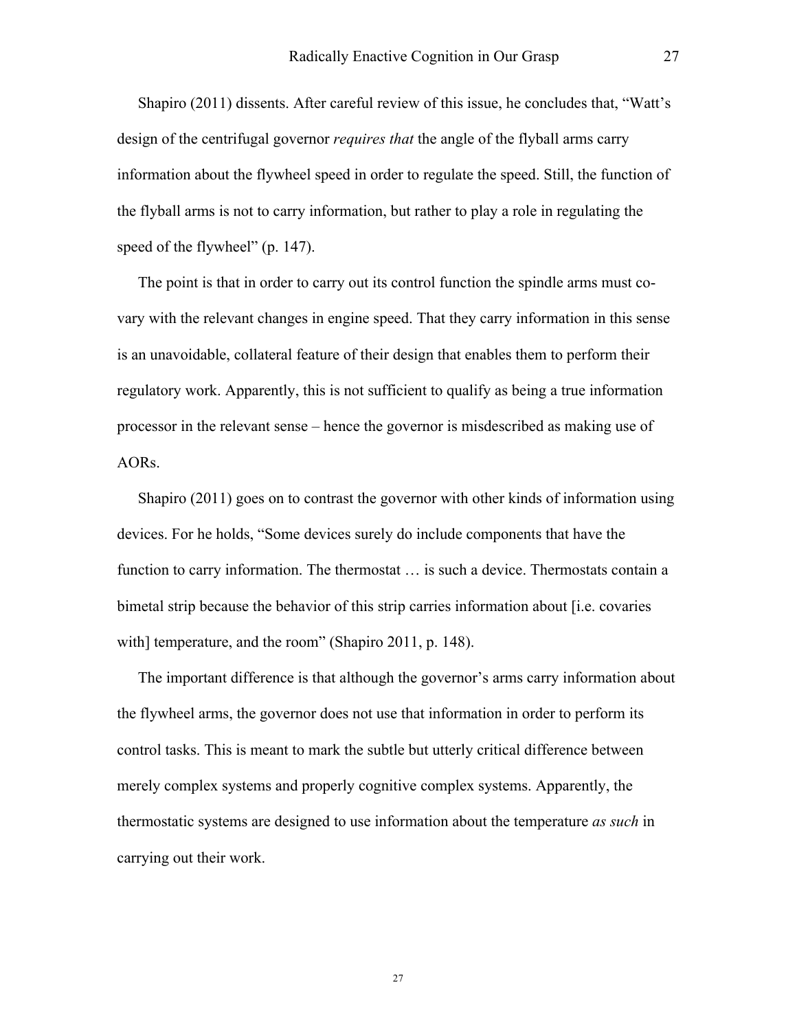Shapiro (2011) dissents. After careful review of this issue, he concludes that, "Watt's design of the centrifugal governor *requires that* the angle of the flyball arms carry information about the flywheel speed in order to regulate the speed. Still, the function of the flyball arms is not to carry information, but rather to play a role in regulating the speed of the flywheel" (p. 147).

The point is that in order to carry out its control function the spindle arms must co-vary with the relevant changes in engine speed. That they carry information in this sense is an unavoidable, collateral feature of their design that enables them to perform their regulatory work. Apparently, this is not sufficient to qualify as being a true information processor in the relevant sense – hence the governor is misdescribed as making use of AORs.

Shapiro (2011) goes on to contrast the governor with other kinds of information using devices. For he holds, "Some devices surely do include components that have the function to carry information. The thermostat … is such a device. Thermostats contain a bimetal strip because the behavior of this strip carries information about [i.e. covaries with] temperature, and the room" (Shapiro 2011, p. 148).

The important difference is that although the governor's arms carry information about the flywheel arms, the governor does not use that information in order to perform its control tasks. This is meant to mark the subtle but utterly critical difference between merely complex systems and properly cognitive complex systems. Apparently, the thermostatic systems are designed to use information about the temperature *as such* in carrying out their work.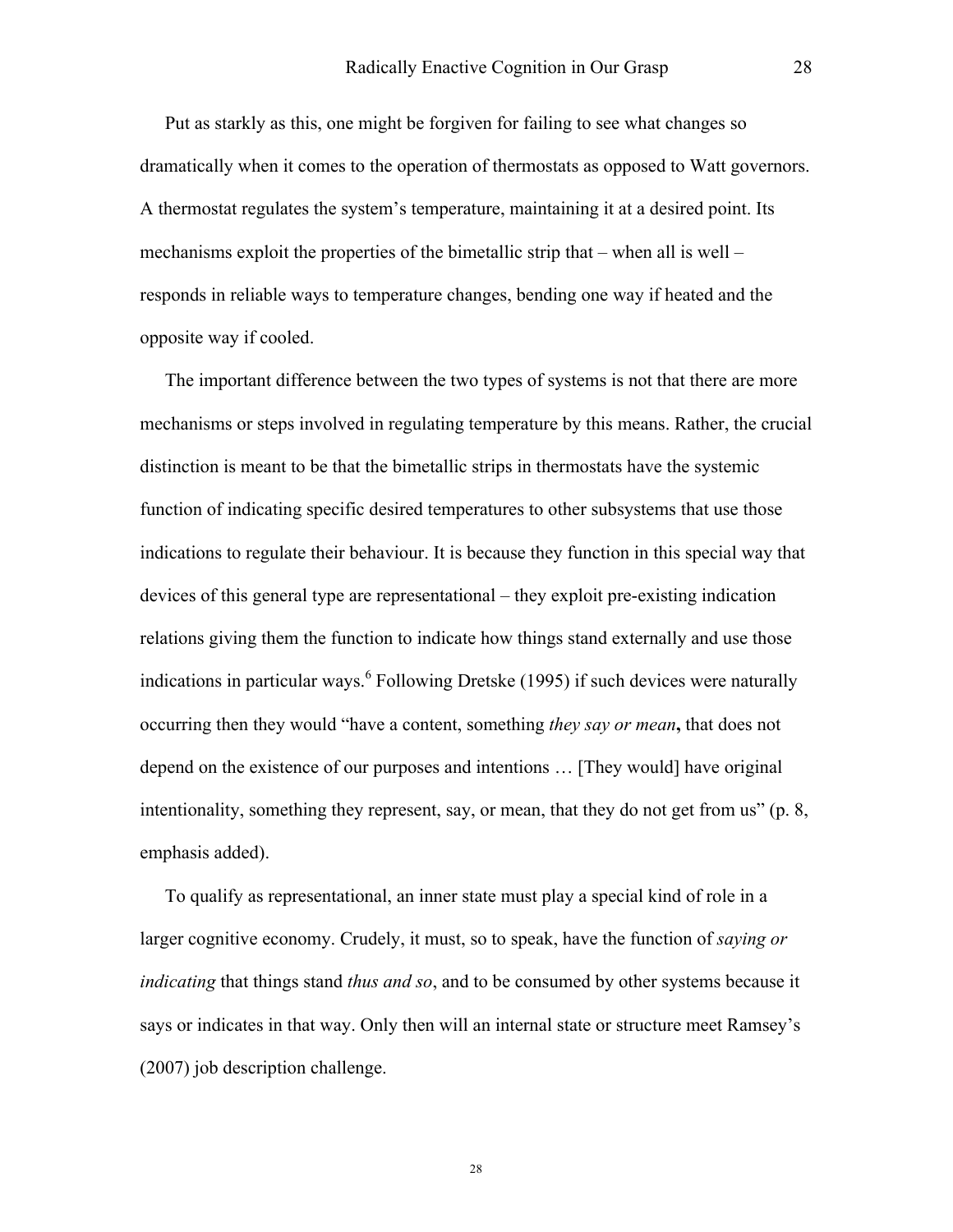Put as starkly as this, one might be forgiven for failing to see what changes so dramatically when it comes to the operation of thermostats as opposed to Watt governors. A thermostat regulates the system's temperature, maintaining it at a desired point. Its mechanisms exploit the properties of the bimetallic strip that – when all is well – responds in reliable ways to temperature changes, bending one way if heated and the opposite way if cooled.

The important difference between the two types of systems is not that there are more mechanisms or steps involved in regulating temperature by this means. Rather, the crucial distinction is meant to be that the bimetallic strips in thermostats have the systemic function of indicating specific desired temperatures to other subsystems that use those indications to regulate their behaviour. It is because they function in this special way that devices of this general type are representational – they exploit pre-existing indication relations giving them the function to indicate how things stand externally and use those indications in particular ways.[6] Following Dretske (1995) if such devices were naturally occurring then they would "have a content, something *they say or mean***,** that does not depend on the existence of our purposes and intentions … [They would] have original intentionality, something they represent, say, or mean, that they do not get from us" (p. 8, emphasis added).

To qualify as representational, an inner state must play a special kind of role in a larger cognitive economy. Crudely, it must, so to speak, have the function of *saying or indicating* that things stand *thus and so*, and to be consumed by other systems because it says or indicates in that way. Only then will an internal state or structure meet Ramsey's (2007) job description challenge.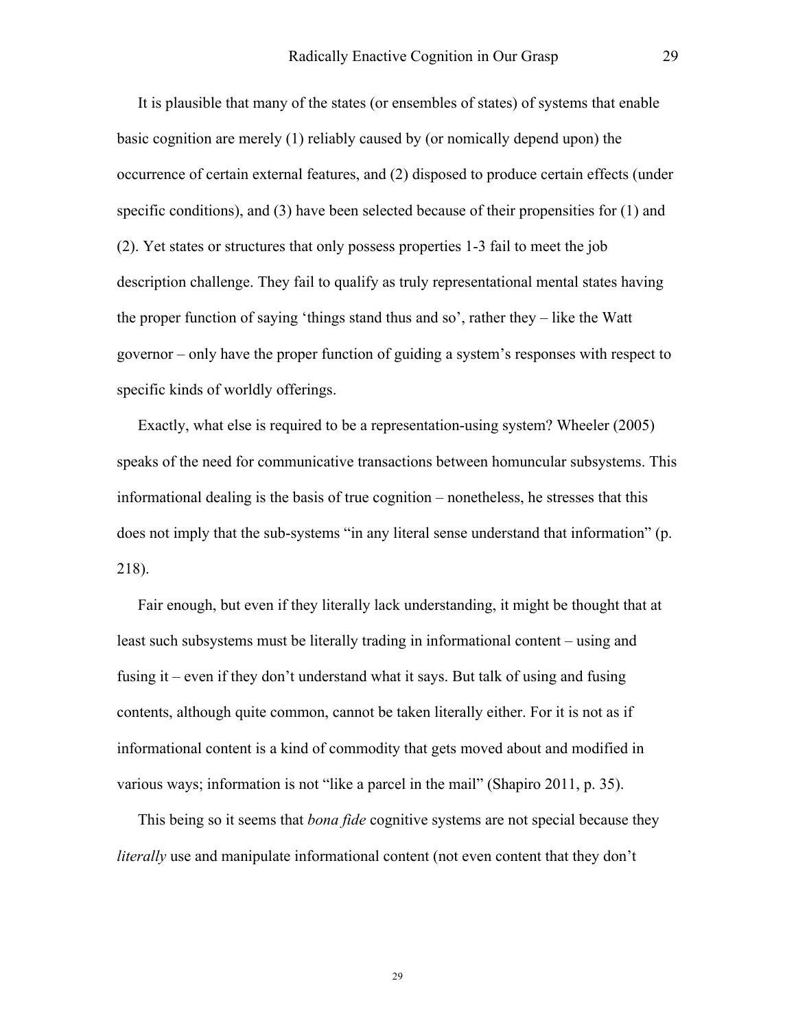It is plausible that many of the states (or ensembles of states) of systems that enable basic cognition are merely (1) reliably caused by (or nomically depend upon) the occurrence of certain external features, and (2) disposed to produce certain effects (under specific conditions), and (3) have been selected because of their propensities for (1) and (2). Yet states or structures that only possess properties 1-3 fail to meet the job description challenge. They fail to qualify as truly representational mental states having the proper function of saying 'things stand thus and so', rather they – like the Watt governor – only have the proper function of guiding a system's responses with respect to specific kinds of worldly offerings.

Exactly, what else is required to be a representation-using system? Wheeler (2005) speaks of the need for communicative transactions between homuncular subsystems. This informational dealing is the basis of true cognition – nonetheless, he stresses that this does not imply that the sub-systems "in any literal sense understand that information" (p. 218).

Fair enough, but even if they literally lack understanding, it might be thought that at least such subsystems must be literally trading in informational content – using and fusing it – even if they don't understand what it says. But talk of using and fusing contents, although quite common, cannot be taken literally either. For it is not as if informational content is a kind of commodity that gets moved about and modified in various ways; information is not "like a parcel in the mail" (Shapiro 2011, p. 35).

This being so it seems that *bona fide* cognitive systems are not special because they *literally* use and manipulate informational content (not even content that they don't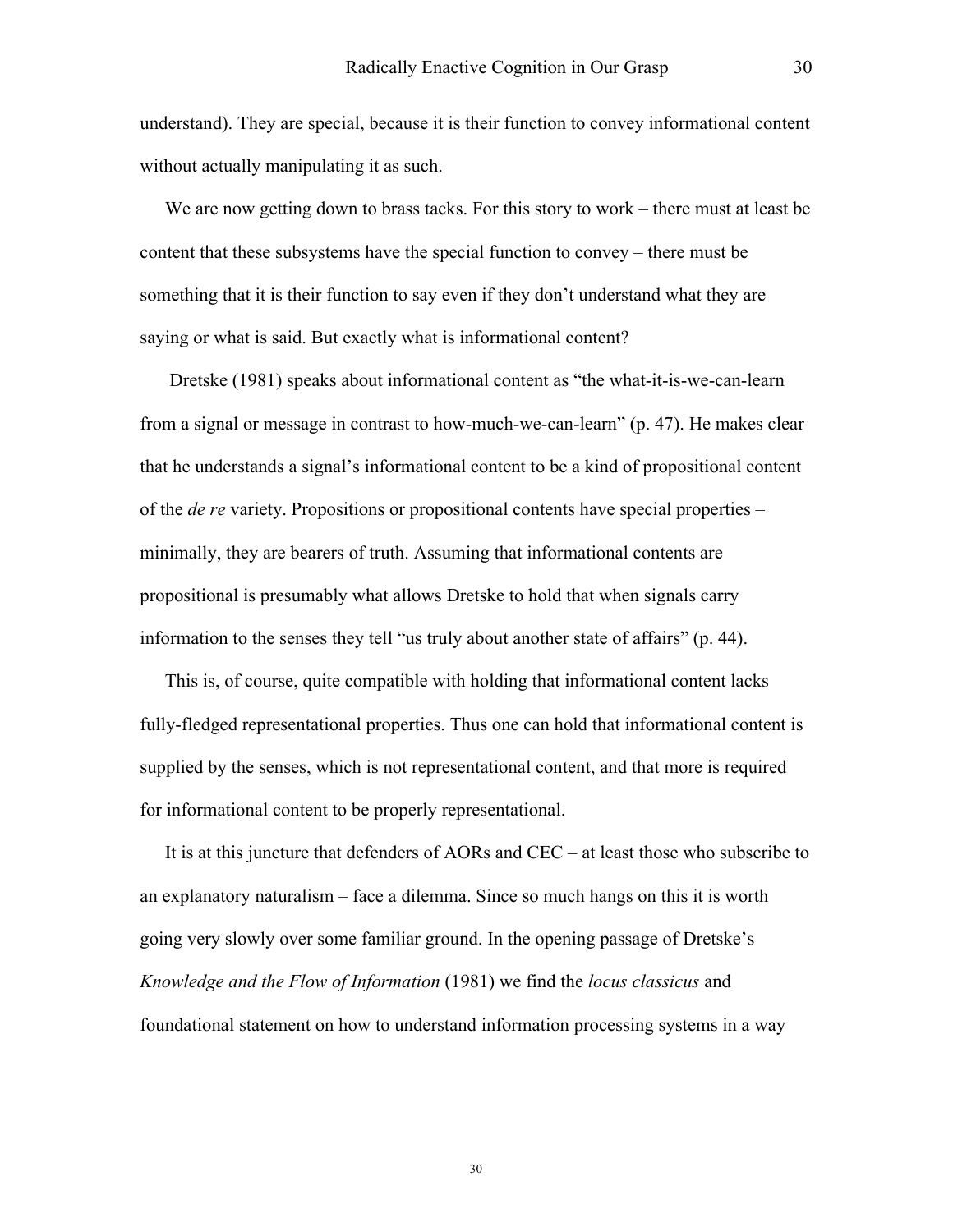understand). They are special, because it is their function to convey informational content without actually manipulating it as such.

We are now getting down to brass tacks. For this story to work – there must at least be content that these subsystems have the special function to convey – there must be something that it is their function to say even if they don't understand what they are saying or what is said. But exactly what is informational content?

Dretske (1981) speaks about informational content as "the what-it-is-we-can-learn from a signal or message in contrast to how-much-we-can-learn" (p. 47). He makes clear that he understands a signal's informational content to be a kind of propositional content of the *de re* variety. Propositions or propositional contents have special properties – minimally, they are bearers of truth. Assuming that informational contents are propositional is presumably what allows Dretske to hold that when signals carry information to the senses they tell "us truly about another state of affairs" (p. 44).

This is, of course, quite compatible with holding that informational content lacks fully-fledged representational properties. Thus one can hold that informational content is supplied by the senses, which is not representational content, and that more is required for informational content to be properly representational.

It is at this juncture that defenders of AORs and CEC – at least those who subscribe to an explanatory naturalism – face a dilemma. Since so much hangs on this it is worth going very slowly over some familiar ground. In the opening passage of Dretske's *Knowledge and the Flow of Information* (1981) we find the *locus classicus* and foundational statement on how to understand information processing systems in a way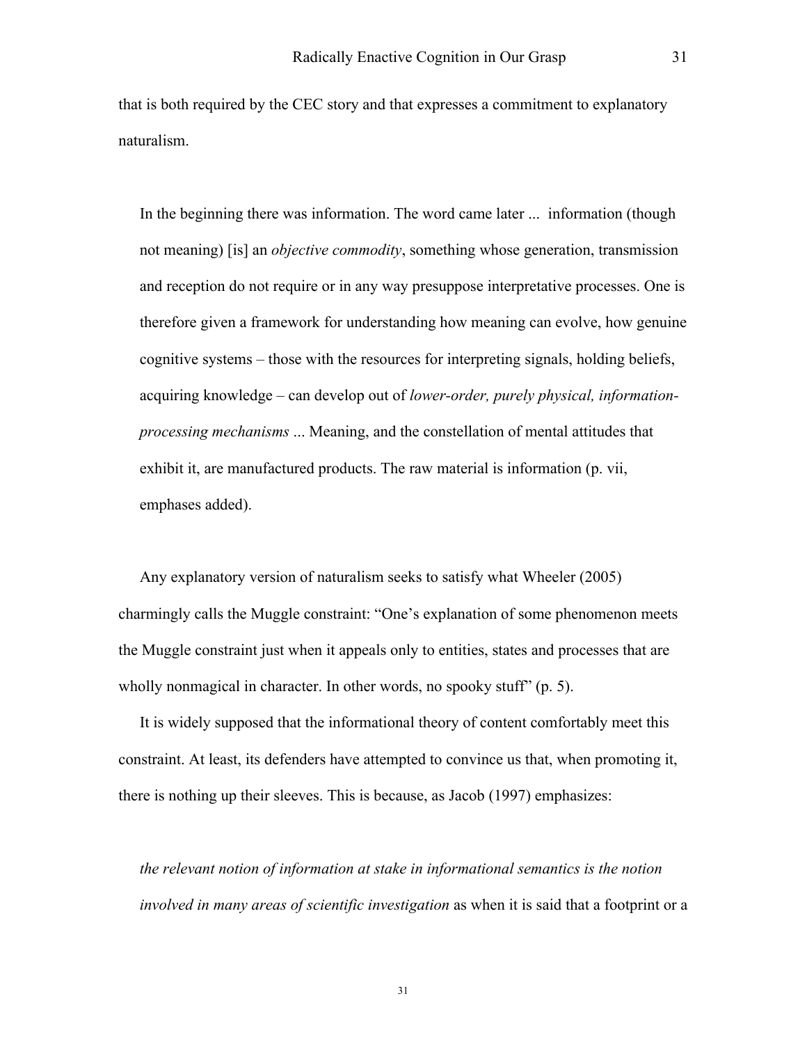that is both required by the CEC story and that expresses a commitment to explanatory naturalism.

> In the beginning there was information. The word came later ... information (though not meaning) [is] an *objective commodity*, something whose generation, transmission and reception do not require or in any way presuppose interpretative processes. One is therefore given a framework for understanding how meaning can evolve, how genuine cognitive systems – those with the resources for interpreting signals, holding beliefs, acquiring knowledge – can develop out of *lower-order, purely physical, information-processing mechanisms* ... Meaning, and the constellation of mental attitudes that exhibit it, are manufactured products. The raw material is information (p. vii, emphases added).

Any explanatory version of naturalism seeks to satisfy what Wheeler (2005) charmingly calls the Muggle constraint: "One's explanation of some phenomenon meets the Muggle constraint just when it appeals only to entities, states and processes that are wholly nonmagical in character. In other words, no spooky stuff" (p. 5).

It is widely supposed that the informational theory of content comfortably meet this constraint. At least, its defenders have attempted to convince us that, when promoting it, there is nothing up their sleeves. This is because, as Jacob (1997) emphasizes:

> *the relevant notion of information at stake in informational semantics is the notion involved in many areas of scientific investigation* as when it is said that a footprint or a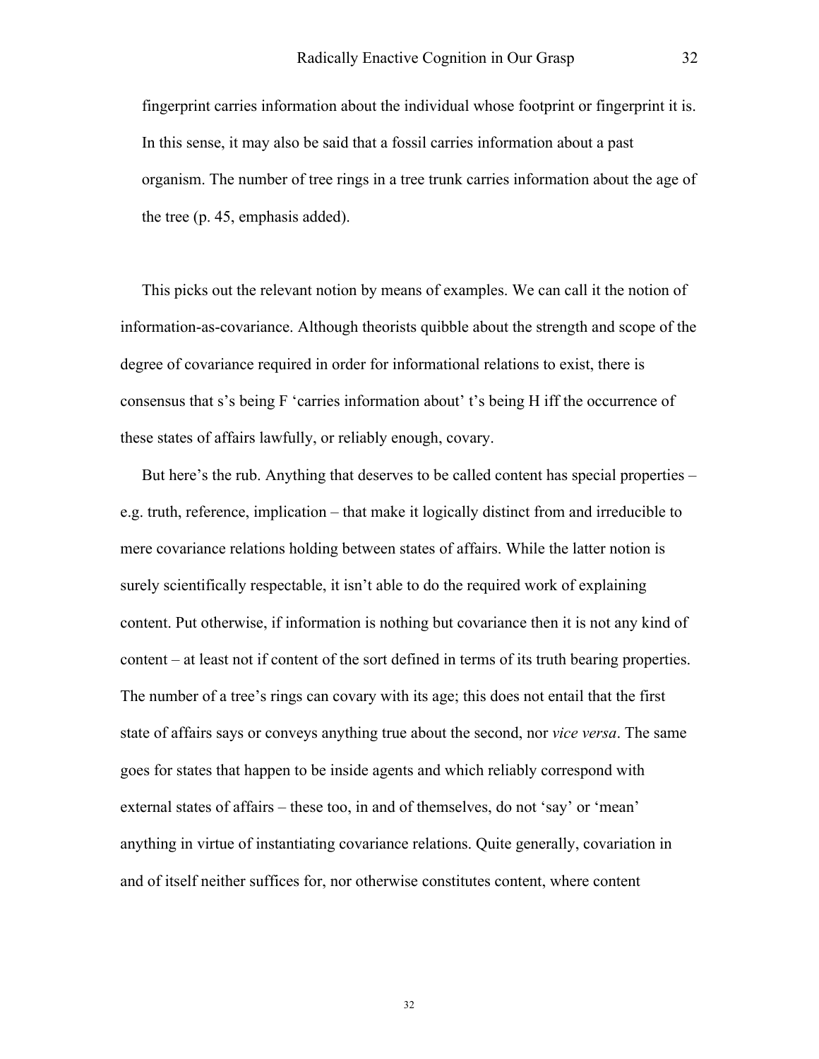fingerprint carries information about the individual whose footprint or fingerprint it is. In this sense, it may also be said that a fossil carries information about a past organism. The number of tree rings in a tree trunk carries information about the age of the tree (p. 45, emphasis added).

This picks out the relevant notion by means of examples. We can call it the notion of information-as-covariance. Although theorists quibble about the strength and scope of the degree of covariance required in order for informational relations to exist, there is consensus that s's being F 'carries information about' t's being H iff the occurrence of these states of affairs lawfully, or reliably enough, covary.

But here's the rub. Anything that deserves to be called content has special properties – e.g. truth, reference, implication – that make it logically distinct from and irreducible to mere covariance relations holding between states of affairs. While the latter notion is surely scientifically respectable, it isn't able to do the required work of explaining content. Put otherwise, if information is nothing but covariance then it is not any kind of content – at least not if content of the sort defined in terms of its truth bearing properties. The number of a tree's rings can covary with its age; this does not entail that the first state of affairs says or conveys anything true about the second, nor *vice versa*. The same goes for states that happen to be inside agents and which reliably correspond with external states of affairs – these too, in and of themselves, do not 'say' or 'mean' anything in virtue of instantiating covariance relations. Quite generally, covariation in and of itself neither suffices for, nor otherwise constitutes content, where content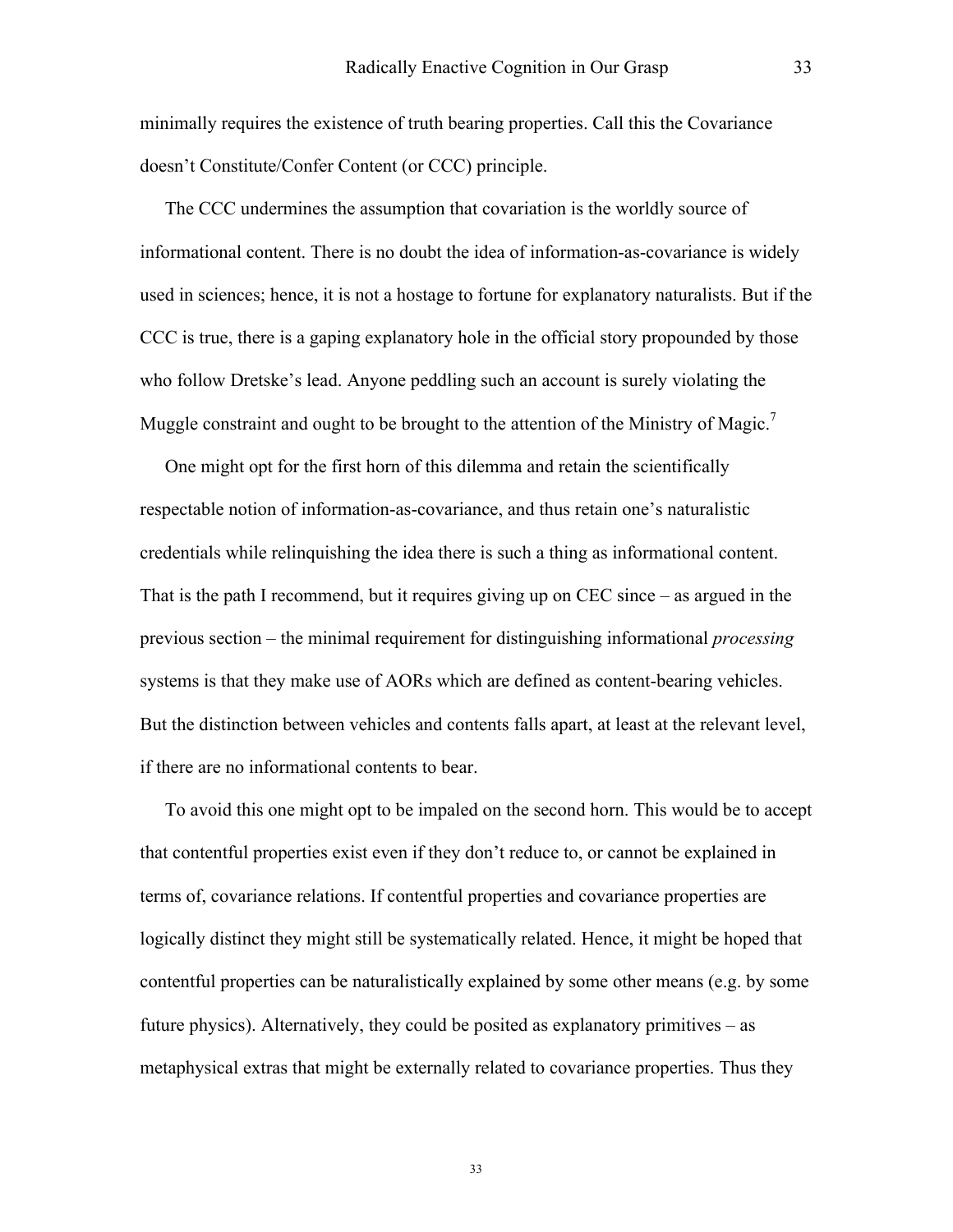minimally requires the existence of truth bearing properties. Call this the Covariance doesn't Constitute/Confer Content (or CCC) principle.

The CCC undermines the assumption that covariation is the worldly source of informational content. There is no doubt the idea of information-as-covariance is widely used in sciences; hence, it is not a hostage to fortune for explanatory naturalists. But if the CCC is true, there is a gaping explanatory hole in the official story propounded by those who follow Dretske's lead. Anyone peddling such an account is surely violating the Muggle constraint and ought to be brought to the attention of the Ministry of Magic.[7]

One might opt for the first horn of this dilemma and retain the scientifically respectable notion of information-as-covariance, and thus retain one's naturalistic credentials while relinquishing the idea there is such a thing as informational content. That is the path I recommend, but it requires giving up on CEC since – as argued in the previous section – the minimal requirement for distinguishing informational *processing* systems is that they make use of AORs which are defined as content-bearing vehicles. But the distinction between vehicles and contents falls apart, at least at the relevant level, if there are no informational contents to bear.

To avoid this one might opt to be impaled on the second horn. This would be to accept that contentful properties exist even if they don't reduce to, or cannot be explained in terms of, covariance relations. If contentful properties and covariance properties are logically distinct they might still be systematically related. Hence, it might be hoped that contentful properties can be naturalistically explained by some other means (e.g. by some future physics). Alternatively, they could be posited as explanatory primitives – as metaphysical extras that might be externally related to covariance properties. Thus they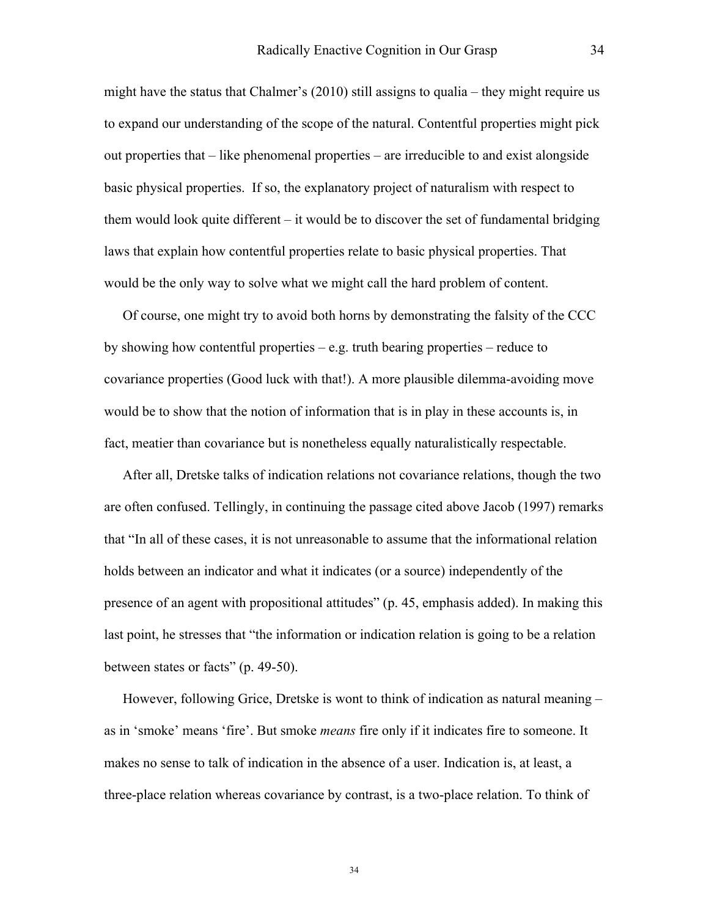might have the status that Chalmer's (2010) still assigns to qualia – they might require us to expand our understanding of the scope of the natural. Contentful properties might pick out properties that – like phenomenal properties – are irreducible to and exist alongside basic physical properties.  If so, the explanatory project of naturalism with respect to them would look quite different – it would be to discover the set of fundamental bridging laws that explain how contentful properties relate to basic physical properties. That would be the only way to solve what we might call the hard problem of content.

Of course, one might try to avoid both horns by demonstrating the falsity of the CCC by showing how contentful properties – e.g. truth bearing properties – reduce to covariance properties (Good luck with that!). A more plausible dilemma-avoiding move would be to show that the notion of information that is in play in these accounts is, in fact, meatier than covariance but is nonetheless equally naturalistically respectable.

After all, Dretske talks of indication relations not covariance relations, though the two are often confused. Tellingly, in continuing the passage cited above Jacob (1997) remarks that "In all of these cases, it is not unreasonable to assume that the informational relation holds between an indicator and what it indicates (or a source) independently of the presence of an agent with propositional attitudes" (p. 45, emphasis added). In making this last point, he stresses that "the information or indication relation is going to be a relation between states or facts" (p. 49-50).

However, following Grice, Dretske is wont to think of indication as natural meaning – as in 'smoke' means 'fire'. But smoke *means* fire only if it indicates fire to someone. It makes no sense to talk of indication in the absence of a user. Indication is, at least, a three-place relation whereas covariance by contrast, is a two-place relation. To think of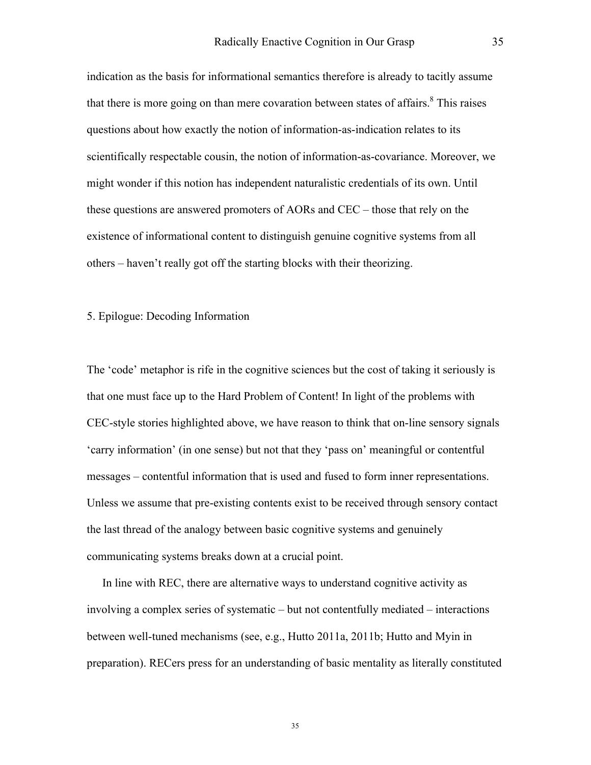indication as the basis for informational semantics therefore is already to tacitly assume that there is more going on than mere covaration between states of affairs.[8] This raises questions about how exactly the notion of information-as-indication relates to its scientifically respectable cousin, the notion of information-as-covariance. Moreover, we might wonder if this notion has independent naturalistic credentials of its own. Until these questions are answered promoters of AORs and CEC – those that rely on the existence of informational content to distinguish genuine cognitive systems from all others – haven't really got off the starting blocks with their theorizing.

## 5. Epilogue: Decoding Information

The 'code' metaphor is rife in the cognitive sciences but the cost of taking it seriously is that one must face up to the Hard Problem of Content! In light of the problems with CEC-style stories highlighted above, we have reason to think that on-line sensory signals 'carry information' (in one sense) but not that they 'pass on' meaningful or contentful messages – contentful information that is used and fused to form inner representations. Unless we assume that pre-existing contents exist to be received through sensory contact the last thread of the analogy between basic cognitive systems and genuinely communicating systems breaks down at a crucial point.

In line with REC, there are alternative ways to understand cognitive activity as involving a complex series of systematic – but not contentfully mediated – interactions between well-tuned mechanisms (see, e.g., Hutto 2011a, 2011b; Hutto and Myin in preparation). RECers press for an understanding of basic mentality as literally constituted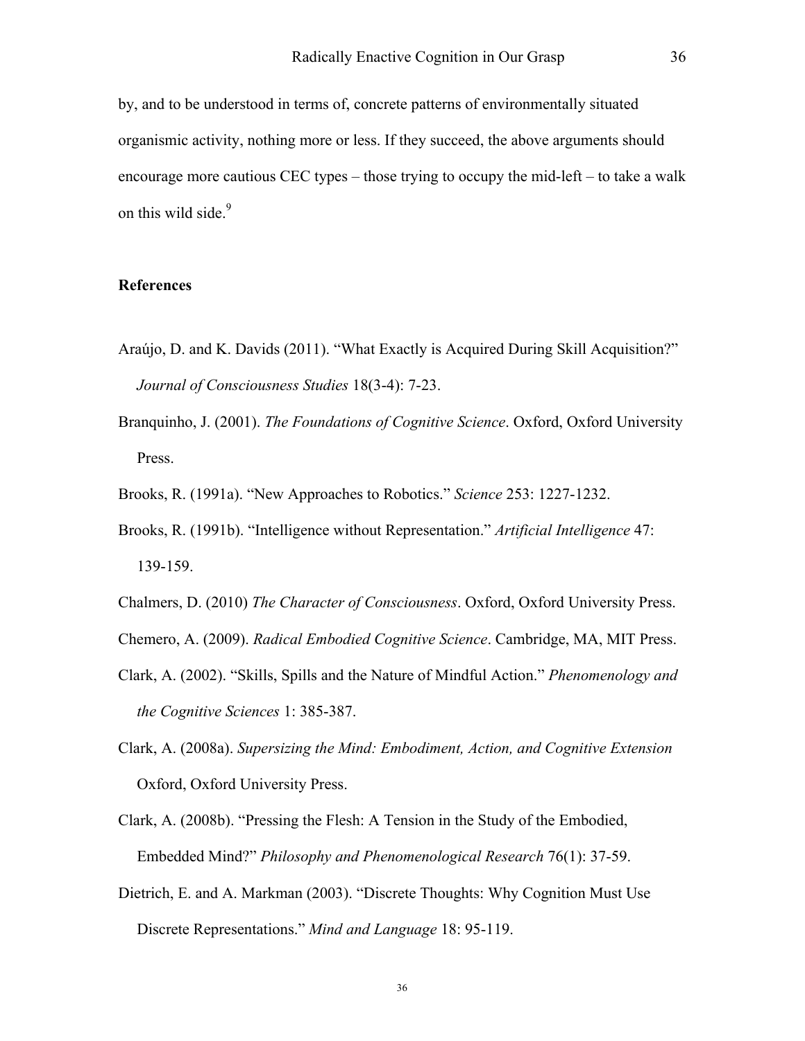by, and to be understood in terms of, concrete patterns of environmentally situated organismic activity, nothing more or less. If they succeed, the above arguments should encourage more cautious CEC types – those trying to occupy the mid-left – to take a walk on this wild side.[9]

## References

Araújo, D. and K. Davids (2011). "What Exactly is Acquired During Skill Acquisition?" *Journal of Consciousness Studies* 18(3-4): 7-23.

Branquinho, J. (2001). *The Foundations of Cognitive Science*. Oxford, Oxford University Press.

Brooks, R. (1991a). "New Approaches to Robotics." *Science* 253: 1227-1232.

Brooks, R. (1991b). "Intelligence without Representation." *Artificial Intelligence* 47: 139-159.

Chalmers, D. (2010) *The Character of Consciousness*. Oxford, Oxford University Press.

Chemero, A. (2009). *Radical Embodied Cognitive Science*. Cambridge, MA, MIT Press.

Clark, A. (2002). "Skills, Spills and the Nature of Mindful Action." *Phenomenology and the Cognitive Sciences* 1: 385-387.

Clark, A. (2008a). *Supersizing the Mind: Embodiment, Action, and Cognitive Extension* Oxford, Oxford University Press.

Clark, A. (2008b). "Pressing the Flesh: A Tension in the Study of the Embodied, Embedded Mind?" *Philosophy and Phenomenological Research* 76(1): 37-59.

Dietrich, E. and A. Markman (2003). "Discrete Thoughts: Why Cognition Must Use Discrete Representations." *Mind and Language* 18: 95-119.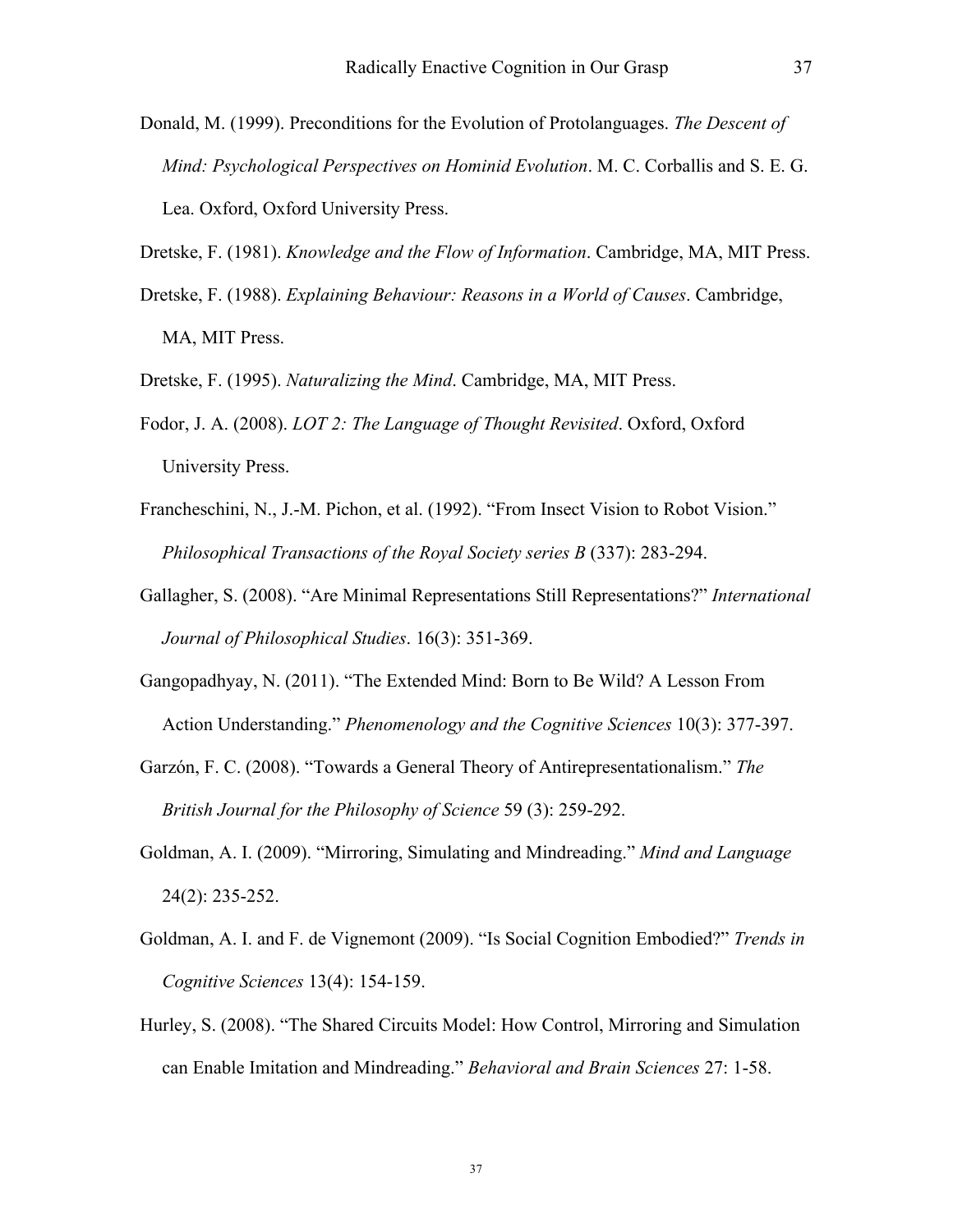Donald, M. (1999). Preconditions for the Evolution of Protolanguages. *The Descent of Mind: Psychological Perspectives on Hominid Evolution*. M. C. Corballis and S. E. G. Lea. Oxford, Oxford University Press.

Dretske, F. (1981). *Knowledge and the Flow of Information*. Cambridge, MA, MIT Press.

Dretske, F. (1988). *Explaining Behaviour: Reasons in a World of Causes*. Cambridge, MA, MIT Press.

Dretske, F. (1995). *Naturalizing the Mind*. Cambridge, MA, MIT Press.

Fodor, J. A. (2008). *LOT 2: The Language of Thought Revisited*. Oxford, Oxford University Press.

Francheschini, N., J.-M. Pichon, et al. (1992). "From Insect Vision to Robot Vision." *Philosophical Transactions of the Royal Society series B* (337): 283-294.

Gallagher, S. (2008). "Are Minimal Representations Still Representations?" *International Journal of Philosophical Studies*. 16(3): 351-369.

Gangopadhyay, N. (2011). "The Extended Mind: Born to Be Wild? A Lesson From Action Understanding." *Phenomenology and the Cognitive Sciences* 10(3): 377-397.

Garzón, F. C. (2008). "Towards a General Theory of Antirepresentationalism." *The British Journal for the Philosophy of Science* 59 (3): 259-292.

Goldman, A. I. (2009). "Mirroring, Simulating and Mindreading." *Mind and Language* 24(2): 235-252.

Goldman, A. I. and F. de Vignemont (2009). "Is Social Cognition Embodied?" *Trends in Cognitive Sciences* 13(4): 154-159.

Hurley, S. (2008). "The Shared Circuits Model: How Control, Mirroring and Simulation can Enable Imitation and Mindreading." *Behavioral and Brain Sciences* 27: 1-58.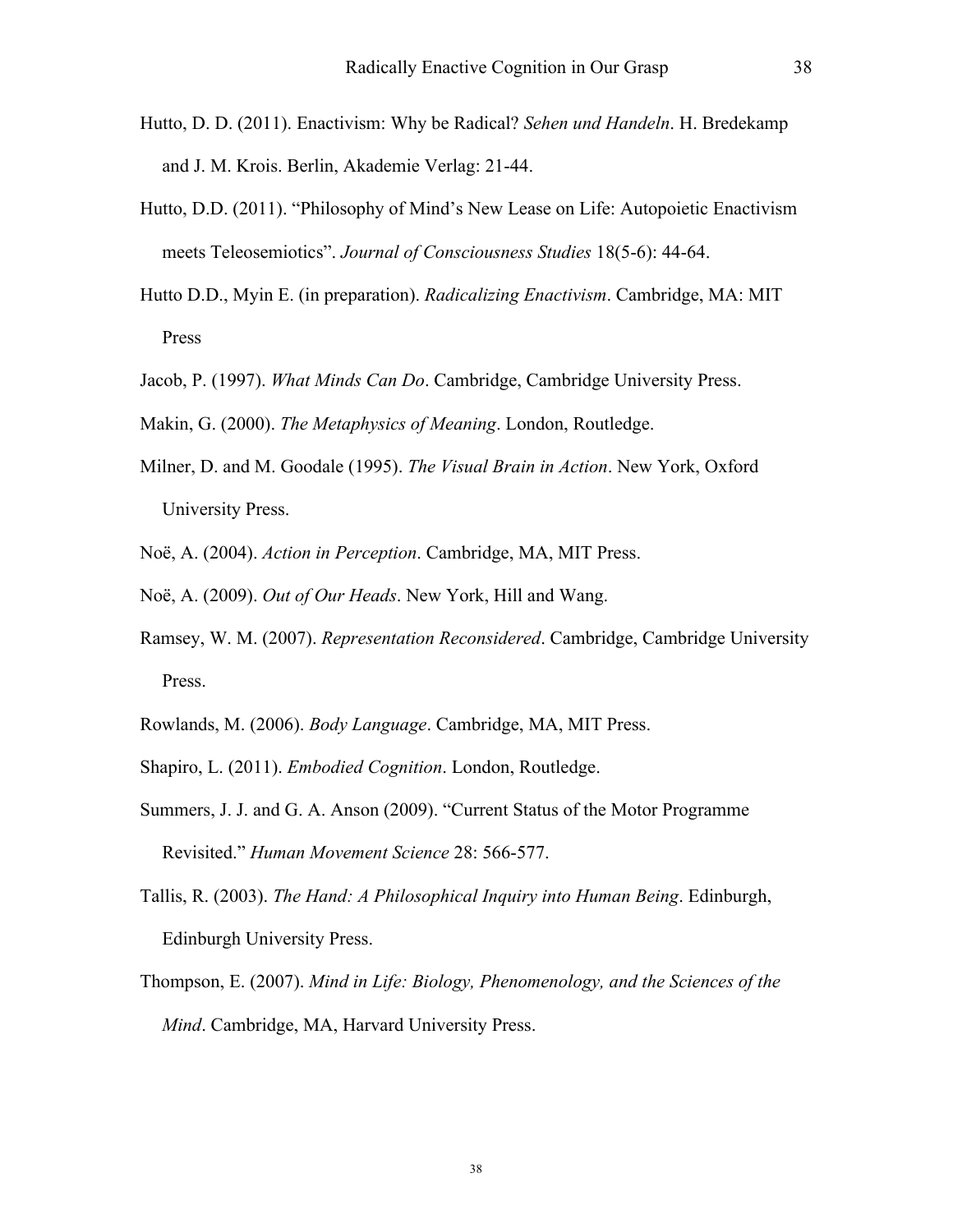Hutto, D. D. (2011). Enactivism: Why be Radical? *Sehen und Handeln*. H. Bredekamp and J. M. Krois. Berlin, Akademie Verlag: 21-44.

Hutto, D.D. (2011). "Philosophy of Mind's New Lease on Life: Autopoietic Enactivism meets Teleosemiotics". *Journal of Consciousness Studies* 18(5-6): 44-64.

Hutto D.D., Myin E. (in preparation). *Radicalizing Enactivism*. Cambridge, MA: MIT Press

Jacob, P. (1997). *What Minds Can Do*. Cambridge, Cambridge University Press.

Makin, G. (2000). *The Metaphysics of Meaning*. London, Routledge.

Milner, D. and M. Goodale (1995). *The Visual Brain in Action*. New York, Oxford University Press.

Noë, A. (2004). *Action in Perception*. Cambridge, MA, MIT Press.

Noë, A. (2009). *Out of Our Heads*. New York, Hill and Wang.

Ramsey, W. M. (2007). *Representation Reconsidered*. Cambridge, Cambridge University Press.

Rowlands, M. (2006). *Body Language*. Cambridge, MA, MIT Press.

Shapiro, L. (2011). *Embodied Cognition*. London, Routledge.

Summers, J. J. and G. A. Anson (2009). "Current Status of the Motor Programme Revisited." *Human Movement Science* 28: 566-577.

Tallis, R. (2003). *The Hand: A Philosophical Inquiry into Human Being*. Edinburgh, Edinburgh University Press.

Thompson, E. (2007). *Mind in Life: Biology, Phenomenology, and the Sciences of the Mind*. Cambridge, MA, Harvard University Press.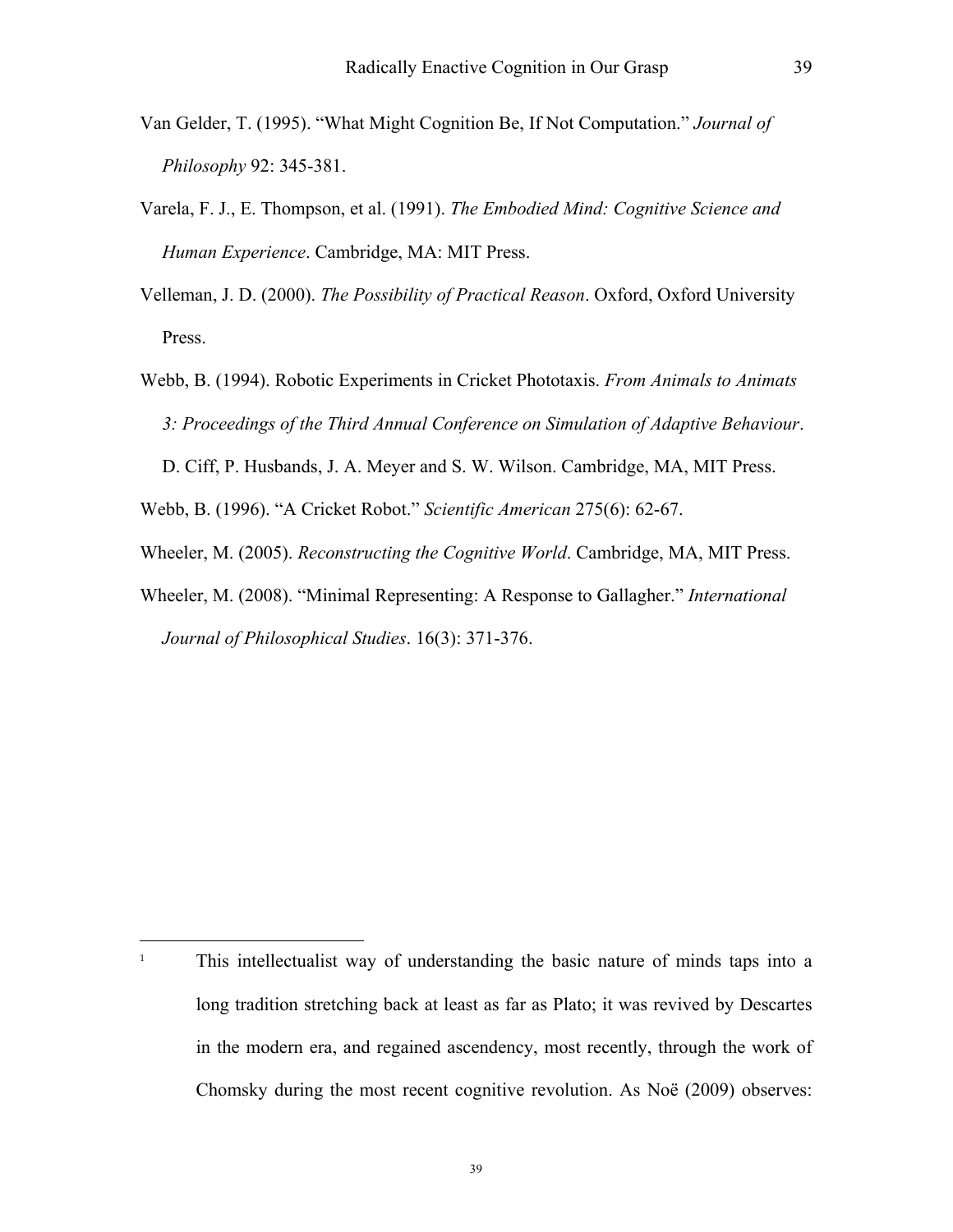Van Gelder, T. (1995). "What Might Cognition Be, If Not Computation." *Journal of Philosophy* 92: 345-381.

Varela, F. J., E. Thompson, et al. (1991). *The Embodied Mind: Cognitive Science and Human Experience*. Cambridge, MA: MIT Press.

Velleman, J. D. (2000). *The Possibility of Practical Reason*. Oxford, Oxford University Press.

Webb, B. (1994). Robotic Experiments in Cricket Phototaxis. *From Animals to Animats 3: Proceedings of the Third Annual Conference on Simulation of Adaptive Behaviour*. D. Ciff, P. Husbands, J. A. Meyer and S. W. Wilson. Cambridge, MA, MIT Press.

Webb, B. (1996). "A Cricket Robot." *Scientific American* 275(6): 62-67.

Wheeler, M. (2005). *Reconstructing the Cognitive World*. Cambridge, MA, MIT Press.

Wheeler, M. (2008). "Minimal Representing: A Response to Gallagher." *International Journal of Philosophical Studies*. 16(3): 371-376.

---

[1] This intellectualist way of understanding the basic nature of minds taps into a long tradition stretching back at least as far as Plato; it was revived by Descartes in the modern era, and regained ascendency, most recently, through the work of Chomsky during the most recent cognitive revolution. As Noë (2009) observes: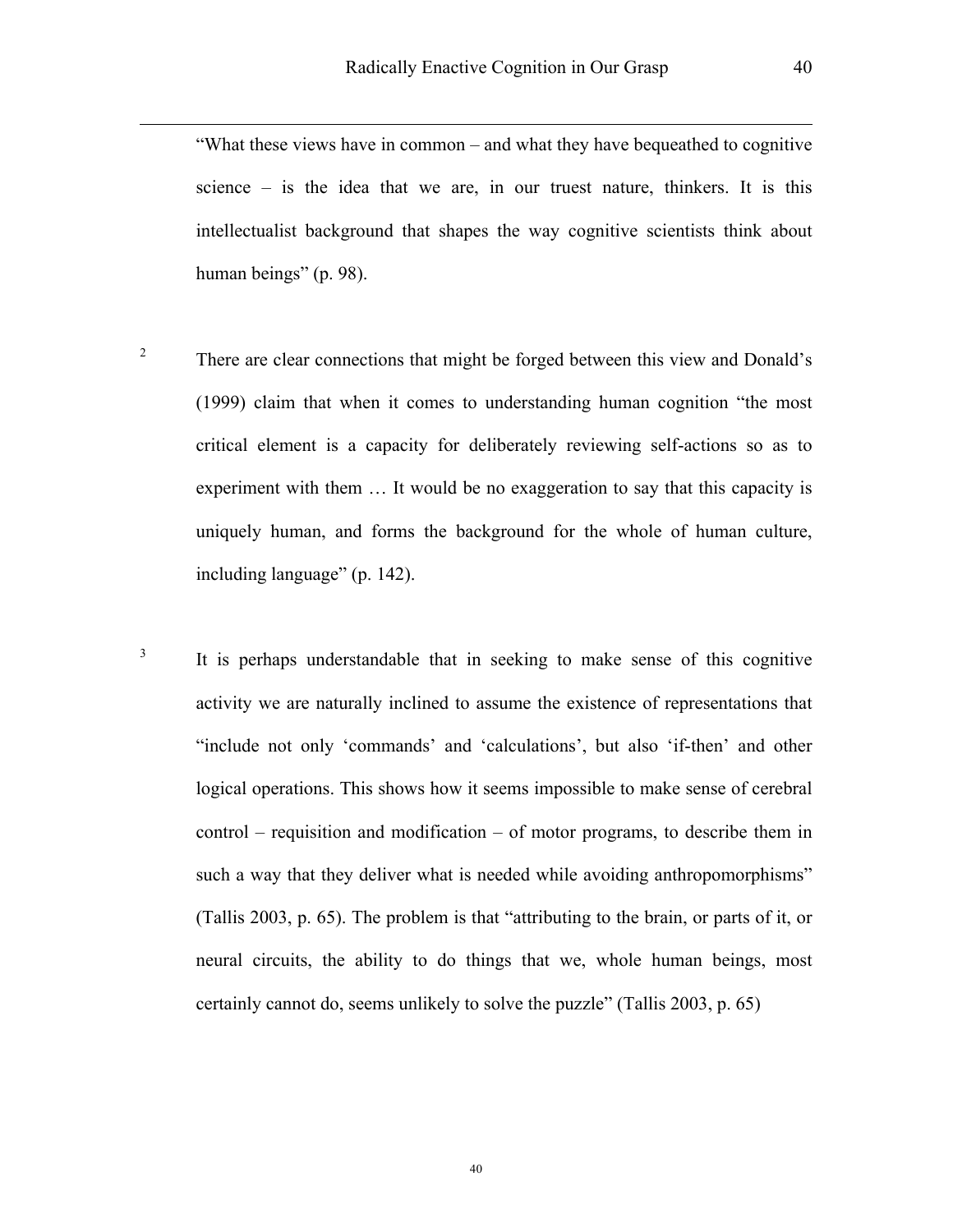"What these views have in common – and what they have bequeathed to cognitive science – is the idea that we are, in our truest nature, thinkers. It is this intellectualist background that shapes the way cognitive scientists think about human beings" (p. 98).

[2] There are clear connections that might be forged between this view and Donald's (1999) claim that when it comes to understanding human cognition "the most critical element is a capacity for deliberately reviewing self-actions so as to experiment with them … It would be no exaggeration to say that this capacity is uniquely human, and forms the background for the whole of human culture, including language" (p. 142).

[3] It is perhaps understandable that in seeking to make sense of this cognitive activity we are naturally inclined to assume the existence of representations that "include not only 'commands' and 'calculations', but also 'if-then' and other logical operations. This shows how it seems impossible to make sense of cerebral control – requisition and modification – of motor programs, to describe them in such a way that they deliver what is needed while avoiding anthropomorphisms" (Tallis 2003, p. 65). The problem is that "attributing to the brain, or parts of it, or neural circuits, the ability to do things that we, whole human beings, most certainly cannot do, seems unlikely to solve the puzzle" (Tallis 2003, p. 65)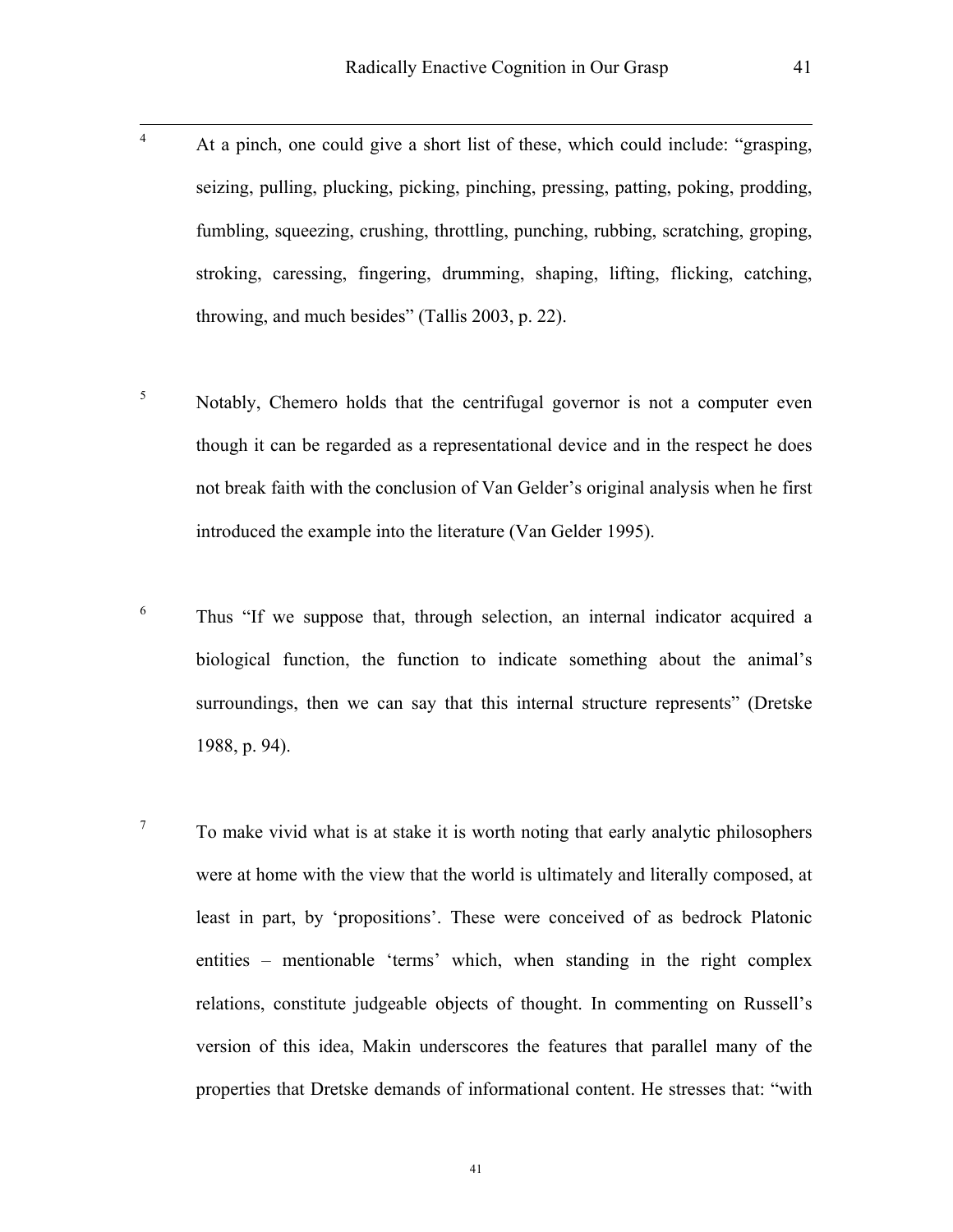[4] At a pinch, one could give a short list of these, which could include: "grasping, seizing, pulling, plucking, picking, pinching, pressing, patting, poking, prodding, fumbling, squeezing, crushing, throttling, punching, rubbing, scratching, groping, stroking, caressing, fingering, drumming, shaping, lifting, flicking, catching, throwing, and much besides" (Tallis 2003, p. 22).

[5] Notably, Chemero holds that the centrifugal governor is not a computer even though it can be regarded as a representational device and in the respect he does not break faith with the conclusion of Van Gelder's original analysis when he first introduced the example into the literature (Van Gelder 1995).

[6] Thus "If we suppose that, through selection, an internal indicator acquired a biological function, the function to indicate something about the animal's surroundings, then we can say that this internal structure represents" (Dretske 1988, p. 94).

[7] To make vivid what is at stake it is worth noting that early analytic philosophers were at home with the view that the world is ultimately and literally composed, at least in part, by 'propositions'. These were conceived of as bedrock Platonic entities – mentionable 'terms' which, when standing in the right complex relations, constitute judgeable objects of thought. In commenting on Russell's version of this idea, Makin underscores the features that parallel many of the properties that Dretske demands of informational content. He stresses that: "with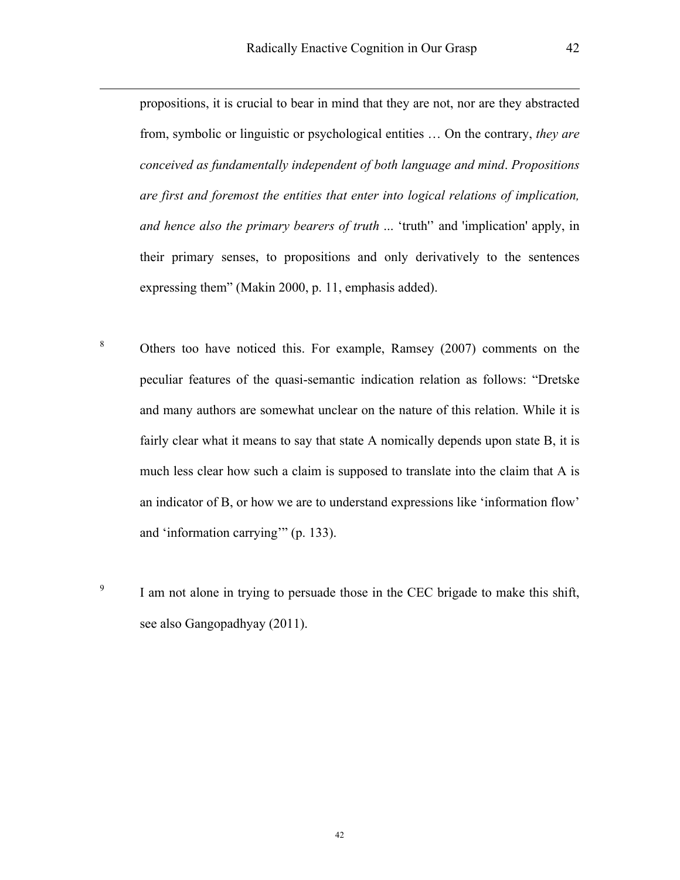propositions, it is crucial to bear in mind that they are not, nor are they abstracted from, symbolic or linguistic or psychological entities … On the contrary, *they are conceived as fundamentally independent of both language and mind*. *Propositions are first and foremost the entities that enter into logical relations of implication, and hence also the primary bearers of truth* ... 'truth'' and 'implication' apply, in their primary senses, to propositions and only derivatively to the sentences expressing them" (Makin 2000, p. 11, emphasis added).

8 Others too have noticed this. For example, Ramsey (2007) comments on the peculiar features of the quasi-semantic indication relation as follows: "Dretske and many authors are somewhat unclear on the nature of this relation. While it is fairly clear what it means to say that state A nomically depends upon state B, it is much less clear how such a claim is supposed to translate into the claim that A is an indicator of B, or how we are to understand expressions like 'information flow' and 'information carrying'" (p. 133).

9 I am not alone in trying to persuade those in the CEC brigade to make this shift, see also Gangopadhyay (2011).